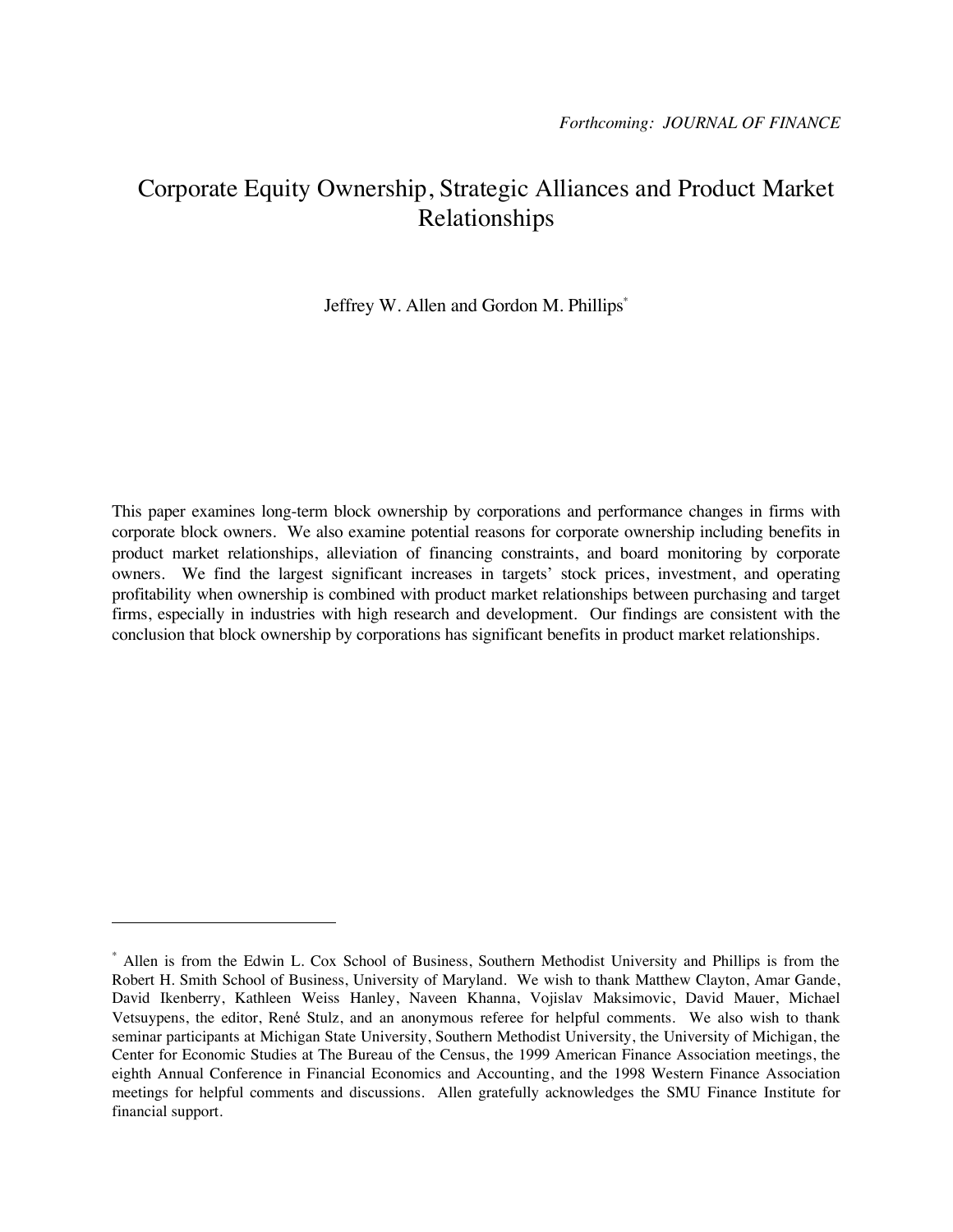*Forthcoming: JOURNAL OF FINANCE*

# Corporate Equity Ownership, Strategic Alliances and Product Market Relationships

Jeffrey W. Allen and Gordon M. Phillips*

This paper examines long-term block ownership by corporations and performance changes in firms with corporate block owners. We also examine potential reasons for corporate ownership including benefits in product market relationships, alleviation of financing constraints, and board monitoring by corporate owners. We find the largest significant increases in targets' stock prices, investment, and operating profitability when ownership is combined with product market relationships between purchasing and target firms, especially in industries with high research and development. Our findings are consistent with the conclusion that block ownership by corporations has significant benefits in product market relationships.

---

* Allen is from the Edwin L. Cox School of Business, Southern Methodist University and Phillips is from the Robert H. Smith School of Business, University of Maryland. We wish to thank Matthew Clayton, Amar Gande, David Ikenberry, Kathleen Weiss Hanley, Naveen Khanna, Vojislav Maksimovic, David Mauer, Michael Vetsuypens, the editor, René Stulz, and an anonymous referee for helpful comments. We also wish to thank seminar participants at Michigan State University, Southern Methodist University, the University of Michigan, the Center for Economic Studies at The Bureau of the Census, the 1999 American Finance Association meetings, the eighth Annual Conference in Financial Economics and Accounting, and the 1998 Western Finance Association meetings for helpful comments and discussions. Allen gratefully acknowledges the SMU Finance Institute for financial support.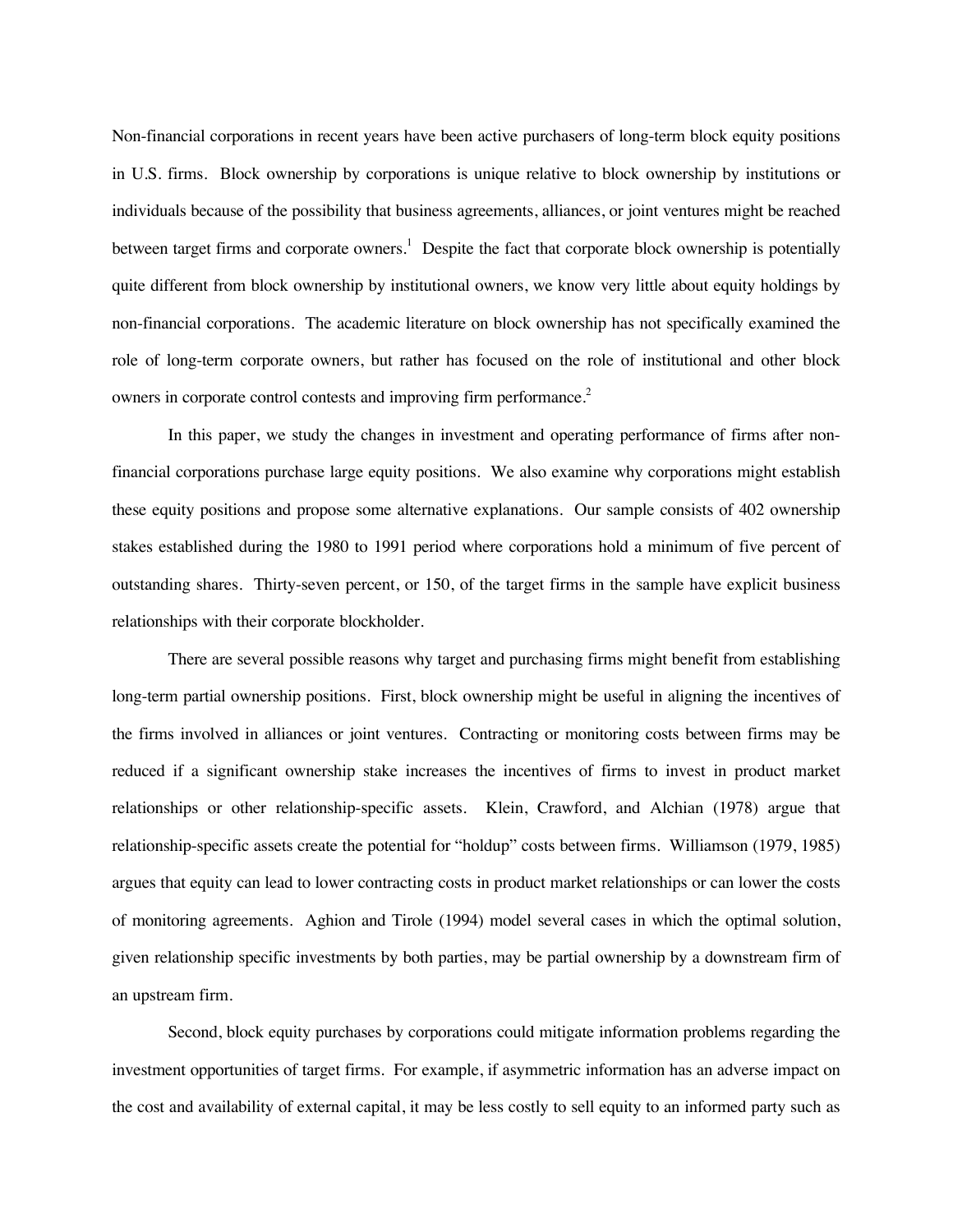Non-financial corporations in recent years have been active purchasers of long-term block equity positions in U.S. firms. Block ownership by corporations is unique relative to block ownership by institutions or individuals because of the possibility that business agreements, alliances, or joint ventures might be reached between target firms and corporate owners.[1] Despite the fact that corporate block ownership is potentially quite different from block ownership by institutional owners, we know very little about equity holdings by non-financial corporations. The academic literature on block ownership has not specifically examined the role of long-term corporate owners, but rather has focused on the role of institutional and other block owners in corporate control contests and improving firm performance.[2]

In this paper, we study the changes in investment and operating performance of firms after non-financial corporations purchase large equity positions. We also examine why corporations might establish these equity positions and propose some alternative explanations. Our sample consists of 402 ownership stakes established during the 1980 to 1991 period where corporations hold a minimum of five percent of outstanding shares. Thirty-seven percent, or 150, of the target firms in the sample have explicit business relationships with their corporate blockholder.

There are several possible reasons why target and purchasing firms might benefit from establishing long-term partial ownership positions. First, block ownership might be useful in aligning the incentives of the firms involved in alliances or joint ventures. Contracting or monitoring costs between firms may be reduced if a significant ownership stake increases the incentives of firms to invest in product market relationships or other relationship-specific assets. Klein, Crawford, and Alchian (1978) argue that relationship-specific assets create the potential for "holdup" costs between firms. Williamson (1979, 1985) argues that equity can lead to lower contracting costs in product market relationships or can lower the costs of monitoring agreements. Aghion and Tirole (1994) model several cases in which the optimal solution, given relationship specific investments by both parties, may be partial ownership by a downstream firm of an upstream firm.

Second, block equity purchases by corporations could mitigate information problems regarding the investment opportunities of target firms. For example, if asymmetric information has an adverse impact on the cost and availability of external capital, it may be less costly to sell equity to an informed party such as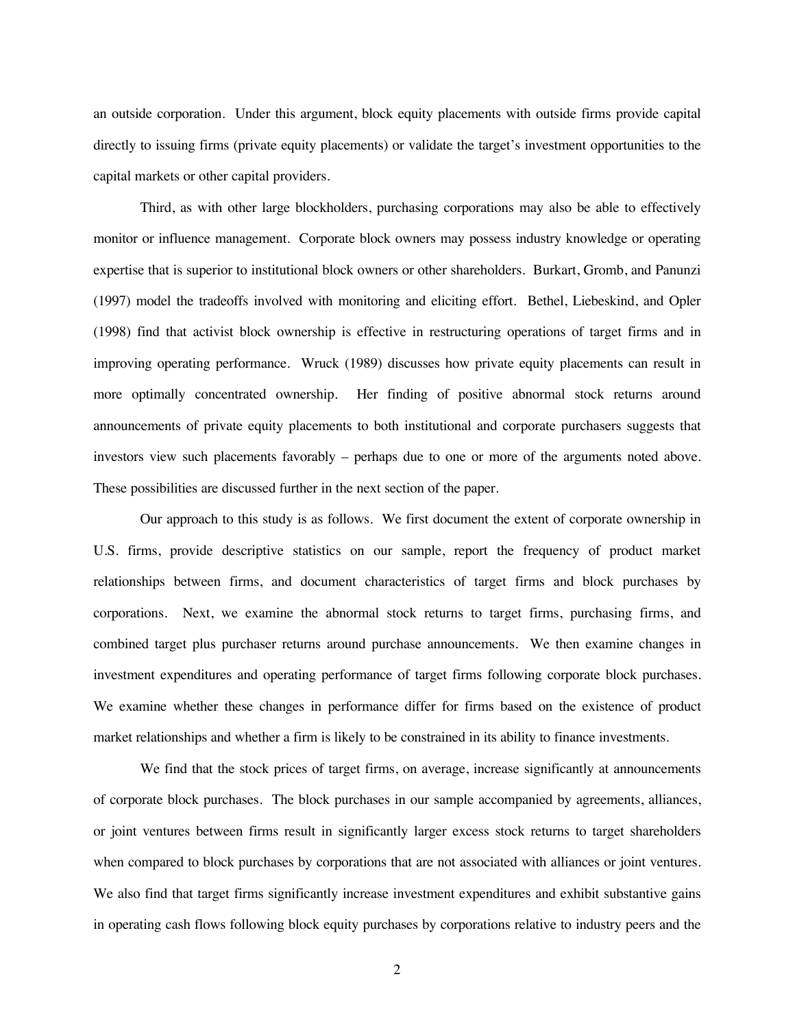an outside corporation. Under this argument, block equity placements with outside firms provide capital directly to issuing firms (private equity placements) or validate the target's investment opportunities to the capital markets or other capital providers.

Third, as with other large blockholders, purchasing corporations may also be able to effectively monitor or influence management. Corporate block owners may possess industry knowledge or operating expertise that is superior to institutional block owners or other shareholders. Burkart, Gromb, and Panunzi (1997) model the tradeoffs involved with monitoring and eliciting effort. Bethel, Liebeskind, and Opler (1998) find that activist block ownership is effective in restructuring operations of target firms and in improving operating performance. Wruck (1989) discusses how private equity placements can result in more optimally concentrated ownership. Her finding of positive abnormal stock returns around announcements of private equity placements to both institutional and corporate purchasers suggests that investors view such placements favorably – perhaps due to one or more of the arguments noted above. These possibilities are discussed further in the next section of the paper.

Our approach to this study is as follows. We first document the extent of corporate ownership in U.S. firms, provide descriptive statistics on our sample, report the frequency of product market relationships between firms, and document characteristics of target firms and block purchases by corporations. Next, we examine the abnormal stock returns to target firms, purchasing firms, and combined target plus purchaser returns around purchase announcements. We then examine changes in investment expenditures and operating performance of target firms following corporate block purchases. We examine whether these changes in performance differ for firms based on the existence of product market relationships and whether a firm is likely to be constrained in its ability to finance investments.

We find that the stock prices of target firms, on average, increase significantly at announcements of corporate block purchases. The block purchases in our sample accompanied by agreements, alliances, or joint ventures between firms result in significantly larger excess stock returns to target shareholders when compared to block purchases by corporations that are not associated with alliances or joint ventures. We also find that target firms significantly increase investment expenditures and exhibit substantive gains in operating cash flows following block equity purchases by corporations relative to industry peers and the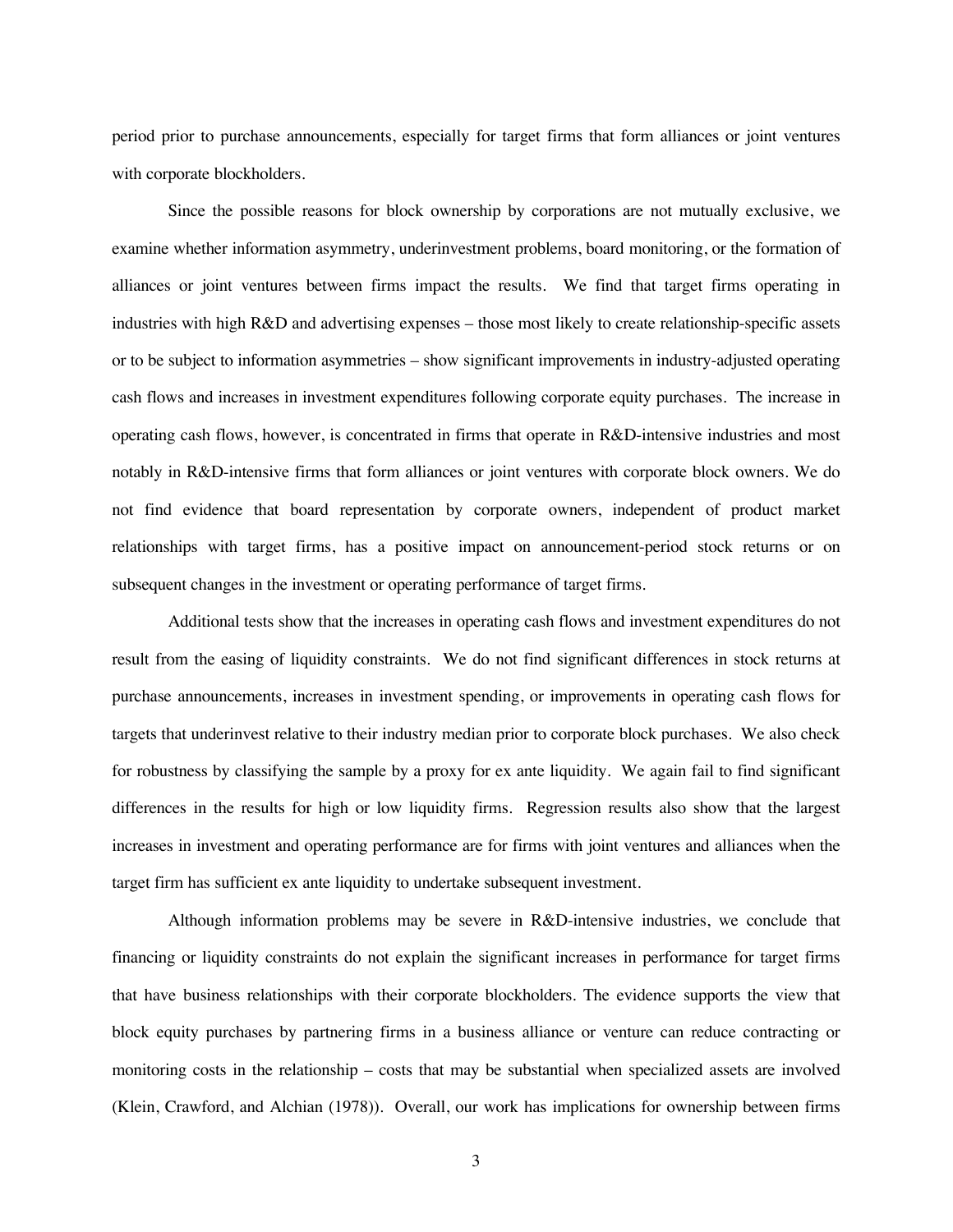period prior to purchase announcements, especially for target firms that form alliances or joint ventures with corporate blockholders.

Since the possible reasons for block ownership by corporations are not mutually exclusive, we examine whether information asymmetry, underinvestment problems, board monitoring, or the formation of alliances or joint ventures between firms impact the results. We find that target firms operating in industries with high R&D and advertising expenses – those most likely to create relationship-specific assets or to be subject to information asymmetries – show significant improvements in industry-adjusted operating cash flows and increases in investment expenditures following corporate equity purchases. The increase in operating cash flows, however, is concentrated in firms that operate in R&D-intensive industries and most notably in R&D-intensive firms that form alliances or joint ventures with corporate block owners. We do not find evidence that board representation by corporate owners, independent of product market relationships with target firms, has a positive impact on announcement-period stock returns or on subsequent changes in the investment or operating performance of target firms.

Additional tests show that the increases in operating cash flows and investment expenditures do not result from the easing of liquidity constraints. We do not find significant differences in stock returns at purchase announcements, increases in investment spending, or improvements in operating cash flows for targets that underinvest relative to their industry median prior to corporate block purchases. We also check for robustness by classifying the sample by a proxy for ex ante liquidity. We again fail to find significant differences in the results for high or low liquidity firms. Regression results also show that the largest increases in investment and operating performance are for firms with joint ventures and alliances when the target firm has sufficient ex ante liquidity to undertake subsequent investment.

Although information problems may be severe in R&D-intensive industries, we conclude that financing or liquidity constraints do not explain the significant increases in performance for target firms that have business relationships with their corporate blockholders. The evidence supports the view that block equity purchases by partnering firms in a business alliance or venture can reduce contracting or monitoring costs in the relationship – costs that may be substantial when specialized assets are involved (Klein, Crawford, and Alchian (1978)). Overall, our work has implications for ownership between firms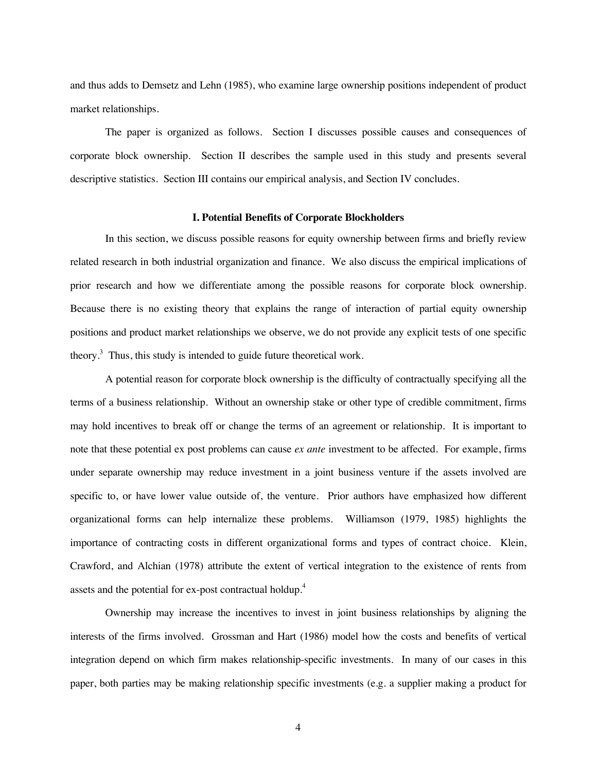and thus adds to Demsetz and Lehn (1985), who examine large ownership positions independent of product market relationships.

The paper is organized as follows. Section I discusses possible causes and consequences of corporate block ownership. Section II describes the sample used in this study and presents several descriptive statistics. Section III contains our empirical analysis, and Section IV concludes.

### I. Potential Benefits of Corporate Blockholders

In this section, we discuss possible reasons for equity ownership between firms and briefly review related research in both industrial organization and finance. We also discuss the empirical implications of prior research and how we differentiate among the possible reasons for corporate block ownership. Because there is no existing theory that explains the range of interaction of partial equity ownership positions and product market relationships we observe, we do not provide any explicit tests of one specific theory.[3] Thus, this study is intended to guide future theoretical work.

A potential reason for corporate block ownership is the difficulty of contractually specifying all the terms of a business relationship. Without an ownership stake or other type of credible commitment, firms may hold incentives to break off or change the terms of an agreement or relationship. It is important to note that these potential ex post problems can cause *ex ante* investment to be affected. For example, firms under separate ownership may reduce investment in a joint business venture if the assets involved are specific to, or have lower value outside of, the venture. Prior authors have emphasized how different organizational forms can help internalize these problems. Williamson (1979, 1985) highlights the importance of contracting costs in different organizational forms and types of contract choice. Klein, Crawford, and Alchian (1978) attribute the extent of vertical integration to the existence of rents from assets and the potential for ex-post contractual holdup.[4]

Ownership may increase the incentives to invest in joint business relationships by aligning the interests of the firms involved. Grossman and Hart (1986) model how the costs and benefits of vertical integration depend on which firm makes relationship-specific investments. In many of our cases in this paper, both parties may be making relationship specific investments (e.g. a supplier making a product for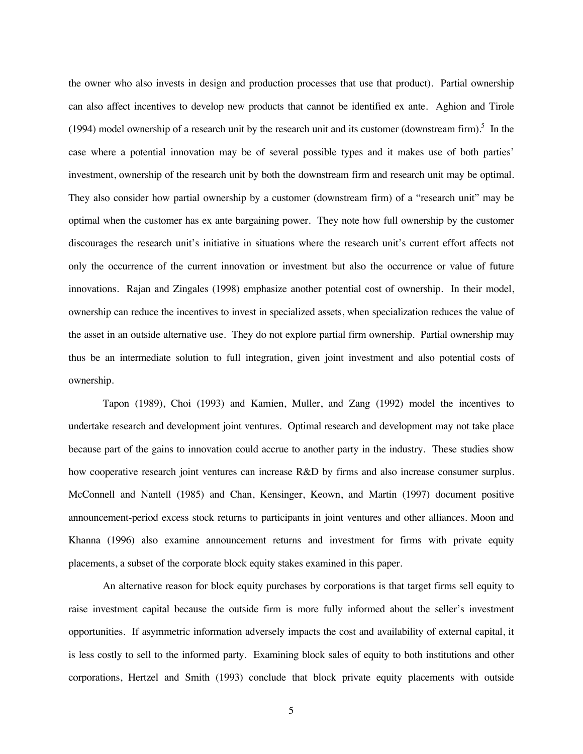the owner who also invests in design and production processes that use that product). Partial ownership can also affect incentives to develop new products that cannot be identified ex ante. Aghion and Tirole (1994) model ownership of a research unit by the research unit and its customer (downstream firm).[5] In the case where a potential innovation may be of several possible types and it makes use of both parties' investment, ownership of the research unit by both the downstream firm and research unit may be optimal. They also consider how partial ownership by a customer (downstream firm) of a "research unit" may be optimal when the customer has ex ante bargaining power. They note how full ownership by the customer discourages the research unit's initiative in situations where the research unit's current effort affects not only the occurrence of the current innovation or investment but also the occurrence or value of future innovations. Rajan and Zingales (1998) emphasize another potential cost of ownership. In their model, ownership can reduce the incentives to invest in specialized assets, when specialization reduces the value of the asset in an outside alternative use. They do not explore partial firm ownership. Partial ownership may thus be an intermediate solution to full integration, given joint investment and also potential costs of ownership.

Tapon (1989), Choi (1993) and Kamien, Muller, and Zang (1992) model the incentives to undertake research and development joint ventures. Optimal research and development may not take place because part of the gains to innovation could accrue to another party in the industry. These studies show how cooperative research joint ventures can increase R&D by firms and also increase consumer surplus. McConnell and Nantell (1985) and Chan, Kensinger, Keown, and Martin (1997) document positive announcement-period excess stock returns to participants in joint ventures and other alliances. Moon and Khanna (1996) also examine announcement returns and investment for firms with private equity placements, a subset of the corporate block equity stakes examined in this paper.

An alternative reason for block equity purchases by corporations is that target firms sell equity to raise investment capital because the outside firm is more fully informed about the seller's investment opportunities. If asymmetric information adversely impacts the cost and availability of external capital, it is less costly to sell to the informed party. Examining block sales of equity to both institutions and other corporations, Hertzel and Smith (1993) conclude that block private equity placements with outside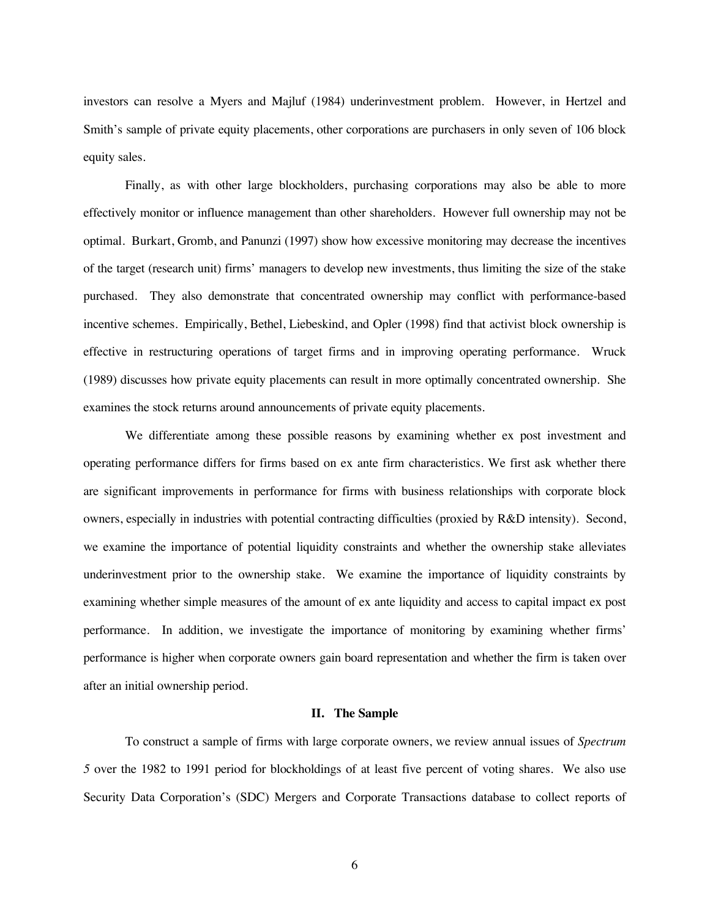investors can resolve a Myers and Majluf (1984) underinvestment problem. However, in Hertzel and Smith's sample of private equity placements, other corporations are purchasers in only seven of 106 block equity sales.

Finally, as with other large blockholders, purchasing corporations may also be able to more effectively monitor or influence management than other shareholders. However full ownership may not be optimal. Burkart, Gromb, and Panunzi (1997) show how excessive monitoring may decrease the incentives of the target (research unit) firms' managers to develop new investments, thus limiting the size of the stake purchased. They also demonstrate that concentrated ownership may conflict with performance-based incentive schemes. Empirically, Bethel, Liebeskind, and Opler (1998) find that activist block ownership is effective in restructuring operations of target firms and in improving operating performance. Wruck (1989) discusses how private equity placements can result in more optimally concentrated ownership. She examines the stock returns around announcements of private equity placements.

We differentiate among these possible reasons by examining whether ex post investment and operating performance differs for firms based on ex ante firm characteristics. We first ask whether there are significant improvements in performance for firms with business relationships with corporate block owners, especially in industries with potential contracting difficulties (proxied by R&D intensity). Second, we examine the importance of potential liquidity constraints and whether the ownership stake alleviates underinvestment prior to the ownership stake. We examine the importance of liquidity constraints by examining whether simple measures of the amount of ex ante liquidity and access to capital impact ex post performance. In addition, we investigate the importance of monitoring by examining whether firms' performance is higher when corporate owners gain board representation and whether the firm is taken over after an initial ownership period.

## II. The Sample

To construct a sample of firms with large corporate owners, we review annual issues of *Spectrum 5* over the 1982 to 1991 period for blockholdings of at least five percent of voting shares. We also use Security Data Corporation's (SDC) Mergers and Corporate Transactions database to collect reports of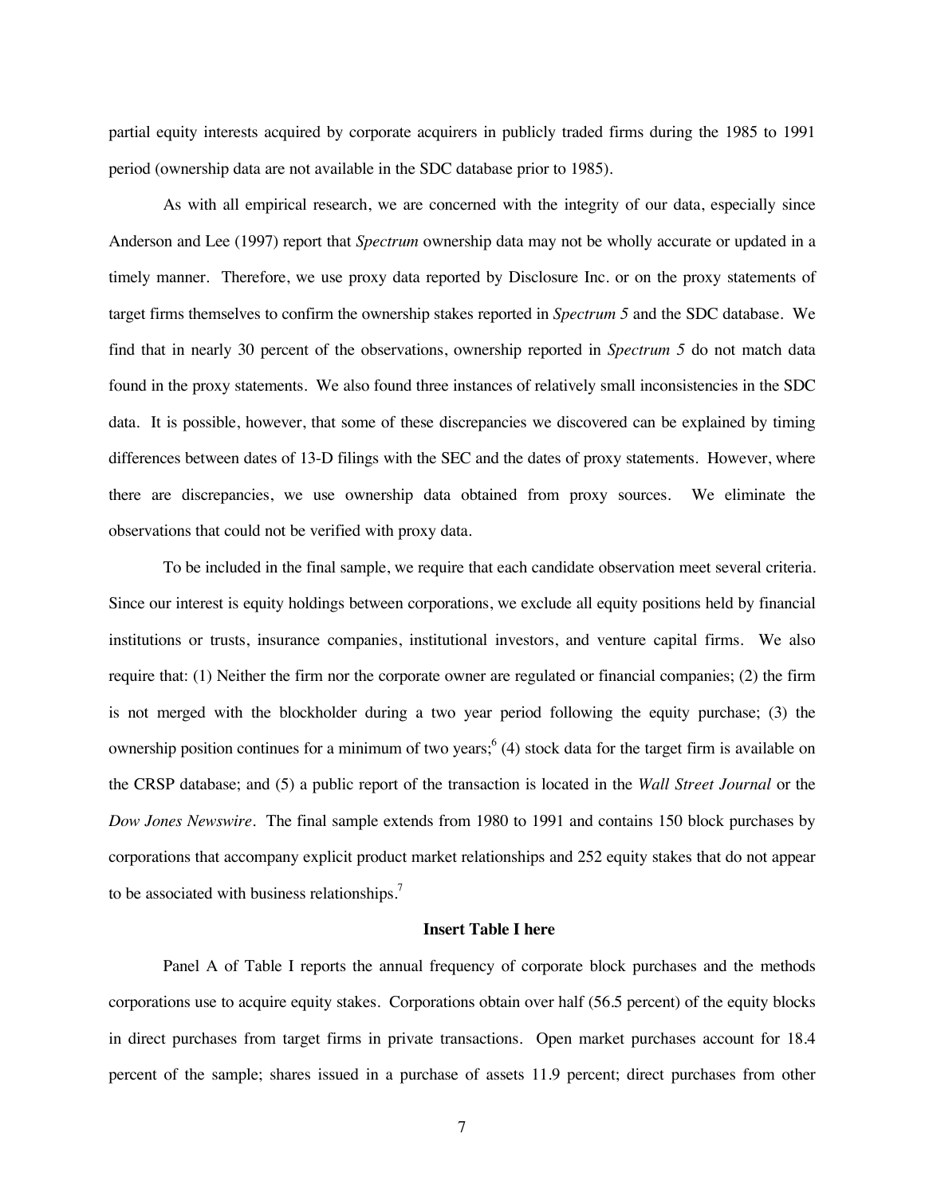partial equity interests acquired by corporate acquirers in publicly traded firms during the 1985 to 1991 period (ownership data are not available in the SDC database prior to 1985).

As with all empirical research, we are concerned with the integrity of our data, especially since Anderson and Lee (1997) report that *Spectrum* ownership data may not be wholly accurate or updated in a timely manner. Therefore, we use proxy data reported by Disclosure Inc. or on the proxy statements of target firms themselves to confirm the ownership stakes reported in *Spectrum 5* and the SDC database. We find that in nearly 30 percent of the observations, ownership reported in *Spectrum 5* do not match data found in the proxy statements. We also found three instances of relatively small inconsistencies in the SDC data. It is possible, however, that some of these discrepancies we discovered can be explained by timing differences between dates of 13-D filings with the SEC and the dates of proxy statements. However, where there are discrepancies, we use ownership data obtained from proxy sources. We eliminate the observations that could not be verified with proxy data.

To be included in the final sample, we require that each candidate observation meet several criteria. Since our interest is equity holdings between corporations, we exclude all equity positions held by financial institutions or trusts, insurance companies, institutional investors, and venture capital firms. We also require that: (1) Neither the firm nor the corporate owner are regulated or financial companies; (2) the firm is not merged with the blockholder during a two year period following the equity purchase; (3) the ownership position continues for a minimum of two years;[6] (4) stock data for the target firm is available on the CRSP database; and (5) a public report of the transaction is located in the *Wall Street Journal* or the *Dow Jones Newswire*. The final sample extends from 1980 to 1991 and contains 150 block purchases by corporations that accompany explicit product market relationships and 252 equity stakes that do not appear to be associated with business relationships.[7]

**Insert Table I here**

Panel A of Table I reports the annual frequency of corporate block purchases and the methods corporations use to acquire equity stakes. Corporations obtain over half (56.5 percent) of the equity blocks in direct purchases from target firms in private transactions. Open market purchases account for 18.4 percent of the sample; shares issued in a purchase of assets 11.9 percent; direct purchases from other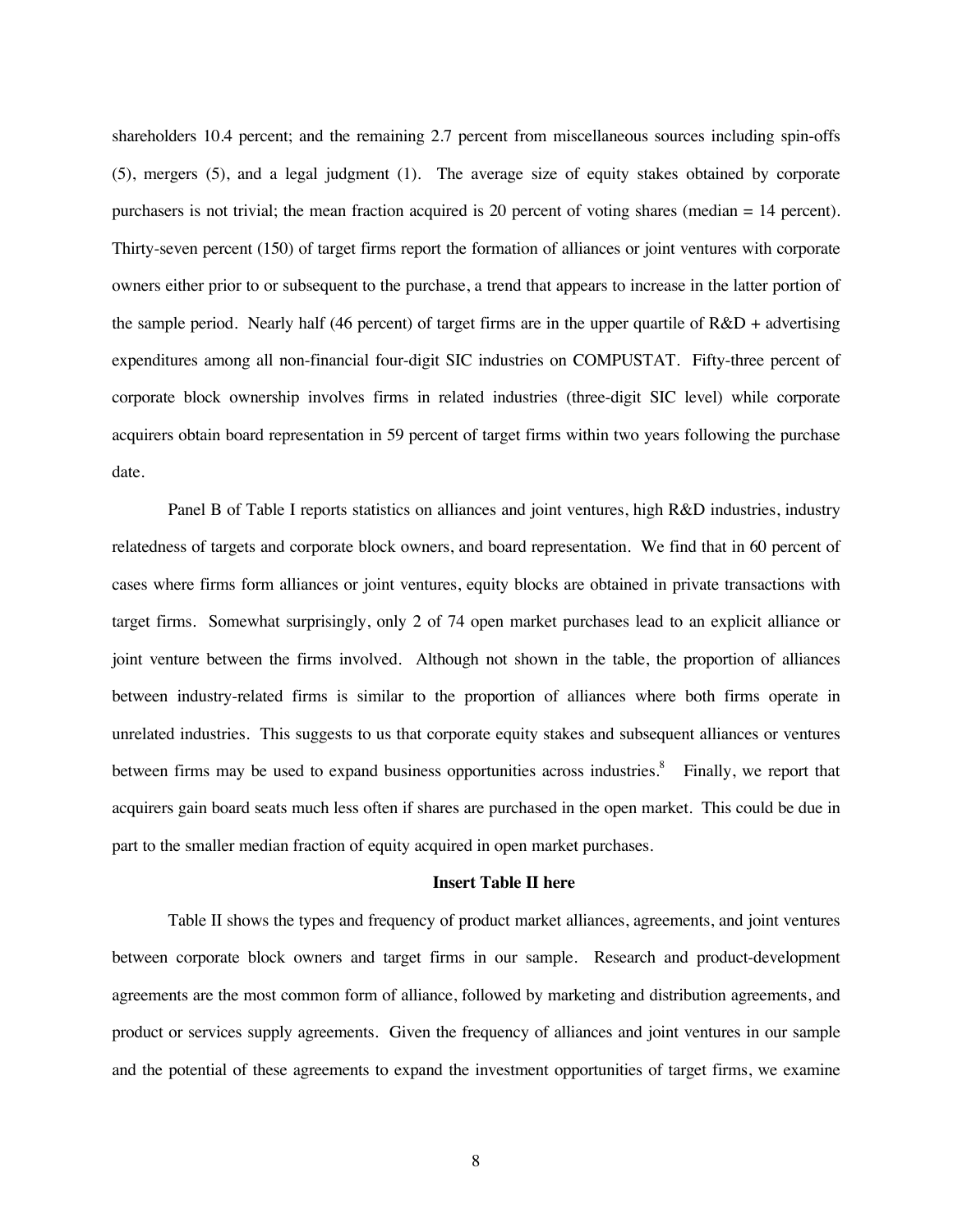shareholders 10.4 percent; and the remaining 2.7 percent from miscellaneous sources including spin-offs (5), mergers (5), and a legal judgment (1). The average size of equity stakes obtained by corporate purchasers is not trivial; the mean fraction acquired is 20 percent of voting shares (median = 14 percent). Thirty-seven percent (150) of target firms report the formation of alliances or joint ventures with corporate owners either prior to or subsequent to the purchase, a trend that appears to increase in the latter portion of the sample period. Nearly half (46 percent) of target firms are in the upper quartile of R&D + advertising expenditures among all non-financial four-digit SIC industries on COMPUSTAT. Fifty-three percent of corporate block ownership involves firms in related industries (three-digit SIC level) while corporate acquirers obtain board representation in 59 percent of target firms within two years following the purchase date.

Panel B of Table I reports statistics on alliances and joint ventures, high R&D industries, industry relatedness of targets and corporate block owners, and board representation. We find that in 60 percent of cases where firms form alliances or joint ventures, equity blocks are obtained in private transactions with target firms. Somewhat surprisingly, only 2 of 74 open market purchases lead to an explicit alliance or joint venture between the firms involved. Although not shown in the table, the proportion of alliances between industry-related firms is similar to the proportion of alliances where both firms operate in unrelated industries. This suggests to us that corporate equity stakes and subsequent alliances or ventures between firms may be used to expand business opportunities across industries.[8] Finally, we report that acquirers gain board seats much less often if shares are purchased in the open market. This could be due in part to the smaller median fraction of equity acquired in open market purchases.

**Insert Table II here**

Table II shows the types and frequency of product market alliances, agreements, and joint ventures between corporate block owners and target firms in our sample. Research and product-development agreements are the most common form of alliance, followed by marketing and distribution agreements, and product or services supply agreements. Given the frequency of alliances and joint ventures in our sample and the potential of these agreements to expand the investment opportunities of target firms, we examine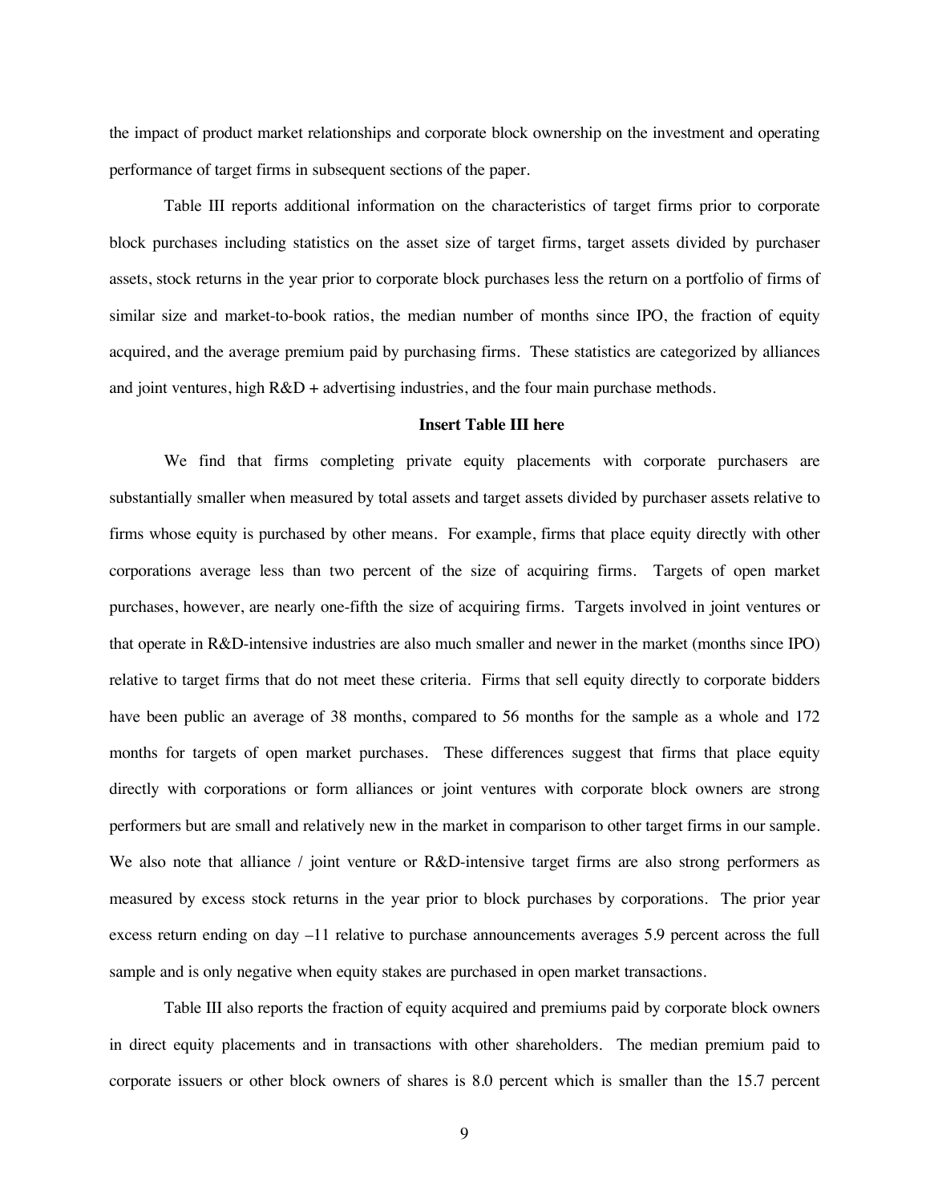the impact of product market relationships and corporate block ownership on the investment and operating performance of target firms in subsequent sections of the paper.

Table III reports additional information on the characteristics of target firms prior to corporate block purchases including statistics on the asset size of target firms, target assets divided by purchaser assets, stock returns in the year prior to corporate block purchases less the return on a portfolio of firms of similar size and market-to-book ratios, the median number of months since IPO, the fraction of equity acquired, and the average premium paid by purchasing firms. These statistics are categorized by alliances and joint ventures, high R&D + advertising industries, and the four main purchase methods.

**Insert Table III here**

We find that firms completing private equity placements with corporate purchasers are substantially smaller when measured by total assets and target assets divided by purchaser assets relative to firms whose equity is purchased by other means. For example, firms that place equity directly with other corporations average less than two percent of the size of acquiring firms. Targets of open market purchases, however, are nearly one-fifth the size of acquiring firms. Targets involved in joint ventures or that operate in R&D-intensive industries are also much smaller and newer in the market (months since IPO) relative to target firms that do not meet these criteria. Firms that sell equity directly to corporate bidders have been public an average of 38 months, compared to 56 months for the sample as a whole and 172 months for targets of open market purchases. These differences suggest that firms that place equity directly with corporations or form alliances or joint ventures with corporate block owners are strong performers but are small and relatively new in the market in comparison to other target firms in our sample. We also note that alliance / joint venture or R&D-intensive target firms are also strong performers as measured by excess stock returns in the year prior to block purchases by corporations. The prior year excess return ending on day –11 relative to purchase announcements averages 5.9 percent across the full sample and is only negative when equity stakes are purchased in open market transactions.

Table III also reports the fraction of equity acquired and premiums paid by corporate block owners in direct equity placements and in transactions with other shareholders. The median premium paid to corporate issuers or other block owners of shares is 8.0 percent which is smaller than the 15.7 percent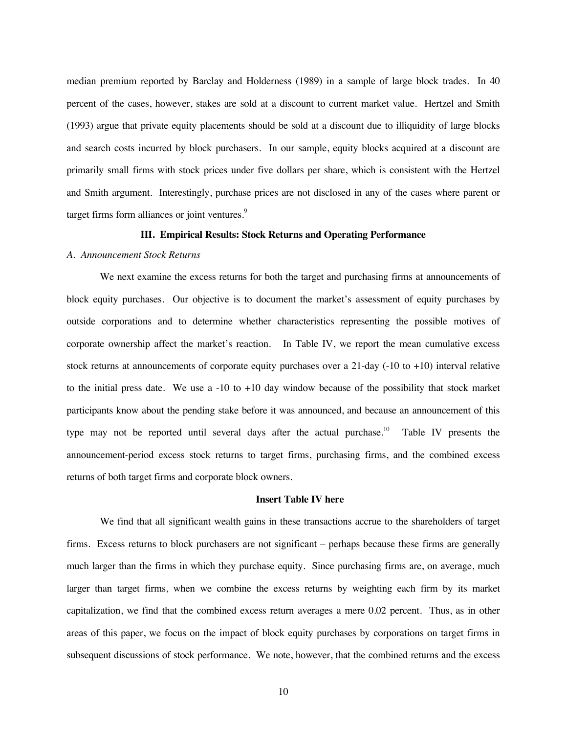median premium reported by Barclay and Holderness (1989) in a sample of large block trades. In 40 percent of the cases, however, stakes are sold at a discount to current market value. Hertzel and Smith (1993) argue that private equity placements should be sold at a discount due to illiquidity of large blocks and search costs incurred by block purchasers. In our sample, equity blocks acquired at a discount are primarily small firms with stock prices under five dollars per share, which is consistent with the Hertzel and Smith argument. Interestingly, purchase prices are not disclosed in any of the cases where parent or target firms form alliances or joint ventures.[9]

## III. Empirical Results: Stock Returns and Operating Performance

### *A. Announcement Stock Returns*

We next examine the excess returns for both the target and purchasing firms at announcements of block equity purchases. Our objective is to document the market's assessment of equity purchases by outside corporations and to determine whether characteristics representing the possible motives of corporate ownership affect the market's reaction. In Table IV, we report the mean cumulative excess stock returns at announcements of corporate equity purchases over a 21-day (-10 to +10) interval relative to the initial press date. We use a -10 to +10 day window because of the possibility that stock market participants know about the pending stake before it was announced, and because an announcement of this type may not be reported until several days after the actual purchase.[10] Table IV presents the announcement-period excess stock returns to target firms, purchasing firms, and the combined excess returns of both target firms and corporate block owners.

**Insert Table IV here**

We find that all significant wealth gains in these transactions accrue to the shareholders of target firms. Excess returns to block purchasers are not significant – perhaps because these firms are generally much larger than the firms in which they purchase equity. Since purchasing firms are, on average, much larger than target firms, when we combine the excess returns by weighting each firm by its market capitalization, we find that the combined excess return averages a mere 0.02 percent. Thus, as in other areas of this paper, we focus on the impact of block equity purchases by corporations on target firms in subsequent discussions of stock performance. We note, however, that the combined returns and the excess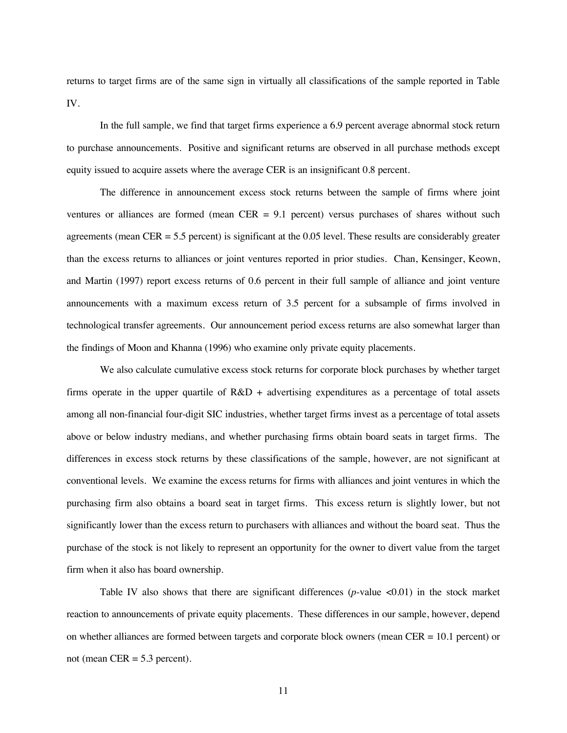returns to target firms are of the same sign in virtually all classifications of the sample reported in Table IV.

In the full sample, we find that target firms experience a 6.9 percent average abnormal stock return to purchase announcements. Positive and significant returns are observed in all purchase methods except equity issued to acquire assets where the average CER is an insignificant 0.8 percent.

The difference in announcement excess stock returns between the sample of firms where joint ventures or alliances are formed (mean CER = 9.1 percent) versus purchases of shares without such agreements (mean CER = 5.5 percent) is significant at the 0.05 level. These results are considerably greater than the excess returns to alliances or joint ventures reported in prior studies. Chan, Kensinger, Keown, and Martin (1997) report excess returns of 0.6 percent in their full sample of alliance and joint venture announcements with a maximum excess return of 3.5 percent for a subsample of firms involved in technological transfer agreements. Our announcement period excess returns are also somewhat larger than the findings of Moon and Khanna (1996) who examine only private equity placements.

We also calculate cumulative excess stock returns for corporate block purchases by whether target firms operate in the upper quartile of R&D + advertising expenditures as a percentage of total assets among all non-financial four-digit SIC industries, whether target firms invest as a percentage of total assets above or below industry medians, and whether purchasing firms obtain board seats in target firms. The differences in excess stock returns by these classifications of the sample, however, are not significant at conventional levels. We examine the excess returns for firms with alliances and joint ventures in which the purchasing firm also obtains a board seat in target firms. This excess return is slightly lower, but not significantly lower than the excess return to purchasers with alliances and without the board seat. Thus the purchase of the stock is not likely to represent an opportunity for the owner to divert value from the target firm when it also has board ownership.

Table IV also shows that there are significant differences (*p*-value $<0.01$) in the stock market reaction to announcements of private equity placements. These differences in our sample, however, depend on whether alliances are formed between targets and corporate block owners (mean CER = 10.1 percent) or not (mean CER = 5.3 percent).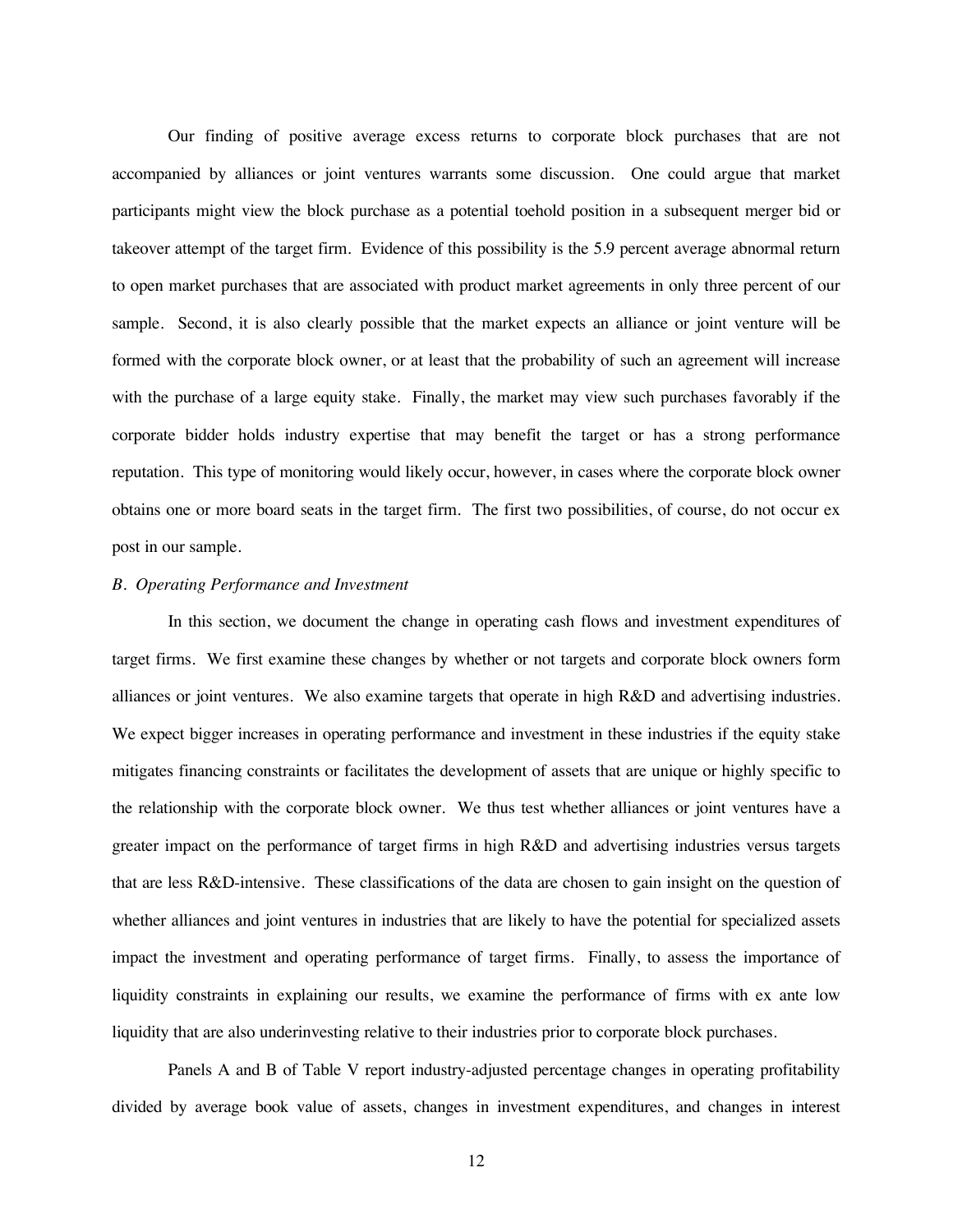Our finding of positive average excess returns to corporate block purchases that are not accompanied by alliances or joint ventures warrants some discussion. One could argue that market participants might view the block purchase as a potential toehold position in a subsequent merger bid or takeover attempt of the target firm. Evidence of this possibility is the 5.9 percent average abnormal return to open market purchases that are associated with product market agreements in only three percent of our sample. Second, it is also clearly possible that the market expects an alliance or joint venture will be formed with the corporate block owner, or at least that the probability of such an agreement will increase with the purchase of a large equity stake. Finally, the market may view such purchases favorably if the corporate bidder holds industry expertise that may benefit the target or has a strong performance reputation. This type of monitoring would likely occur, however, in cases where the corporate block owner obtains one or more board seats in the target firm. The first two possibilities, of course, do not occur ex post in our sample.

*B. Operating Performance and Investment*

In this section, we document the change in operating cash flows and investment expenditures of target firms. We first examine these changes by whether or not targets and corporate block owners form alliances or joint ventures. We also examine targets that operate in high R&D and advertising industries. We expect bigger increases in operating performance and investment in these industries if the equity stake mitigates financing constraints or facilitates the development of assets that are unique or highly specific to the relationship with the corporate block owner. We thus test whether alliances or joint ventures have a greater impact on the performance of target firms in high R&D and advertising industries versus targets that are less R&D-intensive. These classifications of the data are chosen to gain insight on the question of whether alliances and joint ventures in industries that are likely to have the potential for specialized assets impact the investment and operating performance of target firms. Finally, to assess the importance of liquidity constraints in explaining our results, we examine the performance of firms with ex ante low liquidity that are also underinvesting relative to their industries prior to corporate block purchases.

Panels A and B of Table V report industry-adjusted percentage changes in operating profitability divided by average book value of assets, changes in investment expenditures, and changes in interest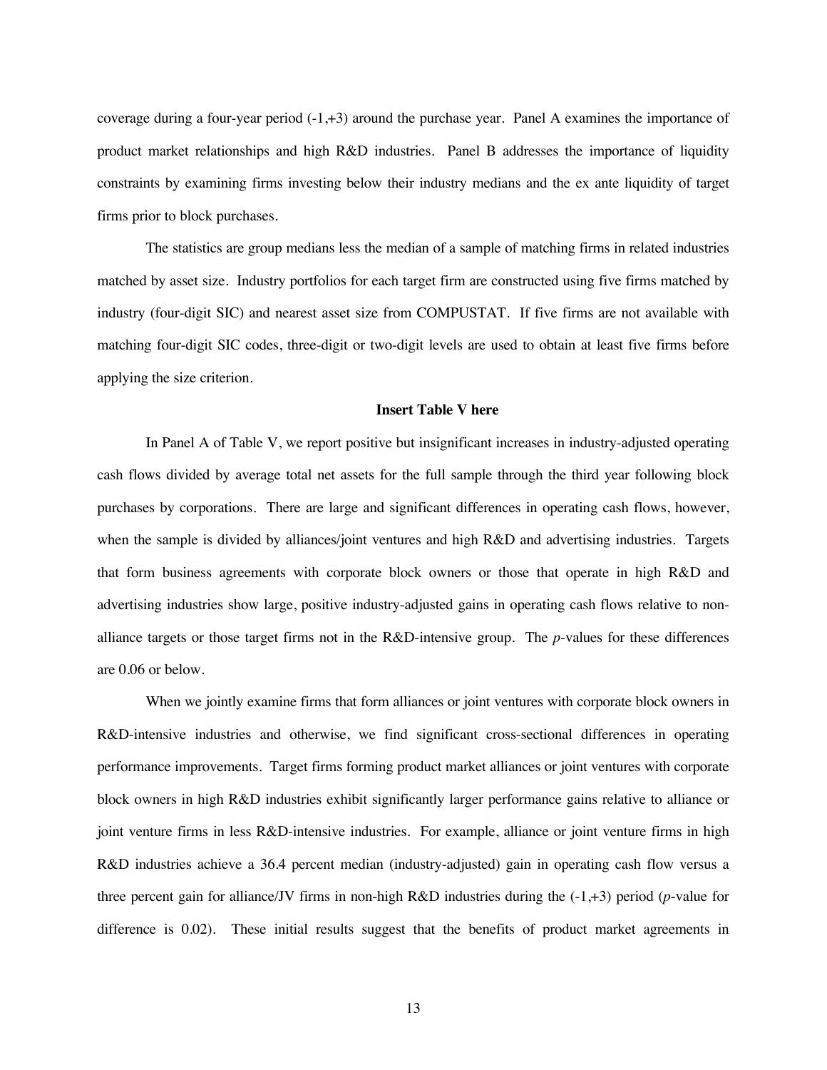coverage during a four-year period (-1,+3) around the purchase year. Panel A examines the importance of product market relationships and high R&D industries. Panel B addresses the importance of liquidity constraints by examining firms investing below their industry medians and the ex ante liquidity of target firms prior to block purchases.

The statistics are group medians less the median of a sample of matching firms in related industries matched by asset size. Industry portfolios for each target firm are constructed using five firms matched by industry (four-digit SIC) and nearest asset size from COMPUSTAT. If five firms are not available with matching four-digit SIC codes, three-digit or two-digit levels are used to obtain at least five firms before applying the size criterion.

**Insert Table V here**

In Panel A of Table V, we report positive but insignificant increases in industry-adjusted operating cash flows divided by average total net assets for the full sample through the third year following block purchases by corporations. There are large and significant differences in operating cash flows, however, when the sample is divided by alliances/joint ventures and high R&D and advertising industries. Targets that form business agreements with corporate block owners or those that operate in high R&D and advertising industries show large, positive industry-adjusted gains in operating cash flows relative to non-alliance targets or those target firms not in the R&D-intensive group. The *p*-values for these differences are 0.06 or below.

When we jointly examine firms that form alliances or joint ventures with corporate block owners in R&D-intensive industries and otherwise, we find significant cross-sectional differences in operating performance improvements. Target firms forming product market alliances or joint ventures with corporate block owners in high R&D industries exhibit significantly larger performance gains relative to alliance or joint venture firms in less R&D-intensive industries. For example, alliance or joint venture firms in high R&D industries achieve a 36.4 percent median (industry-adjusted) gain in operating cash flow versus a three percent gain for alliance/JV firms in non-high R&D industries during the (-1,+3) period (*p*-value for difference is 0.02). These initial results suggest that the benefits of product market agreements in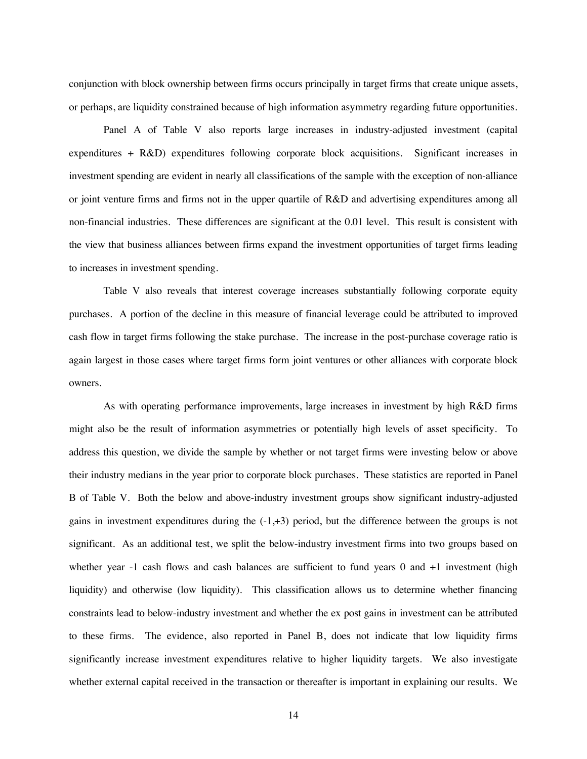conjunction with block ownership between firms occurs principally in target firms that create unique assets, or perhaps, are liquidity constrained because of high information asymmetry regarding future opportunities.

Panel A of Table V also reports large increases in industry-adjusted investment (capital expenditures + R&D) expenditures following corporate block acquisitions. Significant increases in investment spending are evident in nearly all classifications of the sample with the exception of non-alliance or joint venture firms and firms not in the upper quartile of R&D and advertising expenditures among all non-financial industries. These differences are significant at the 0.01 level. This result is consistent with the view that business alliances between firms expand the investment opportunities of target firms leading to increases in investment spending.

Table V also reveals that interest coverage increases substantially following corporate equity purchases. A portion of the decline in this measure of financial leverage could be attributed to improved cash flow in target firms following the stake purchase. The increase in the post-purchase coverage ratio is again largest in those cases where target firms form joint ventures or other alliances with corporate block owners.

As with operating performance improvements, large increases in investment by high R&D firms might also be the result of information asymmetries or potentially high levels of asset specificity. To address this question, we divide the sample by whether or not target firms were investing below or above their industry medians in the year prior to corporate block purchases. These statistics are reported in Panel B of Table V. Both the below and above-industry investment groups show significant industry-adjusted gains in investment expenditures during the (-1,+3) period, but the difference between the groups is not significant. As an additional test, we split the below-industry investment firms into two groups based on whether year -1 cash flows and cash balances are sufficient to fund years 0 and +1 investment (high liquidity) and otherwise (low liquidity). This classification allows us to determine whether financing constraints lead to below-industry investment and whether the ex post gains in investment can be attributed to these firms. The evidence, also reported in Panel B, does not indicate that low liquidity firms significantly increase investment expenditures relative to higher liquidity targets. We also investigate whether external capital received in the transaction or thereafter is important in explaining our results. We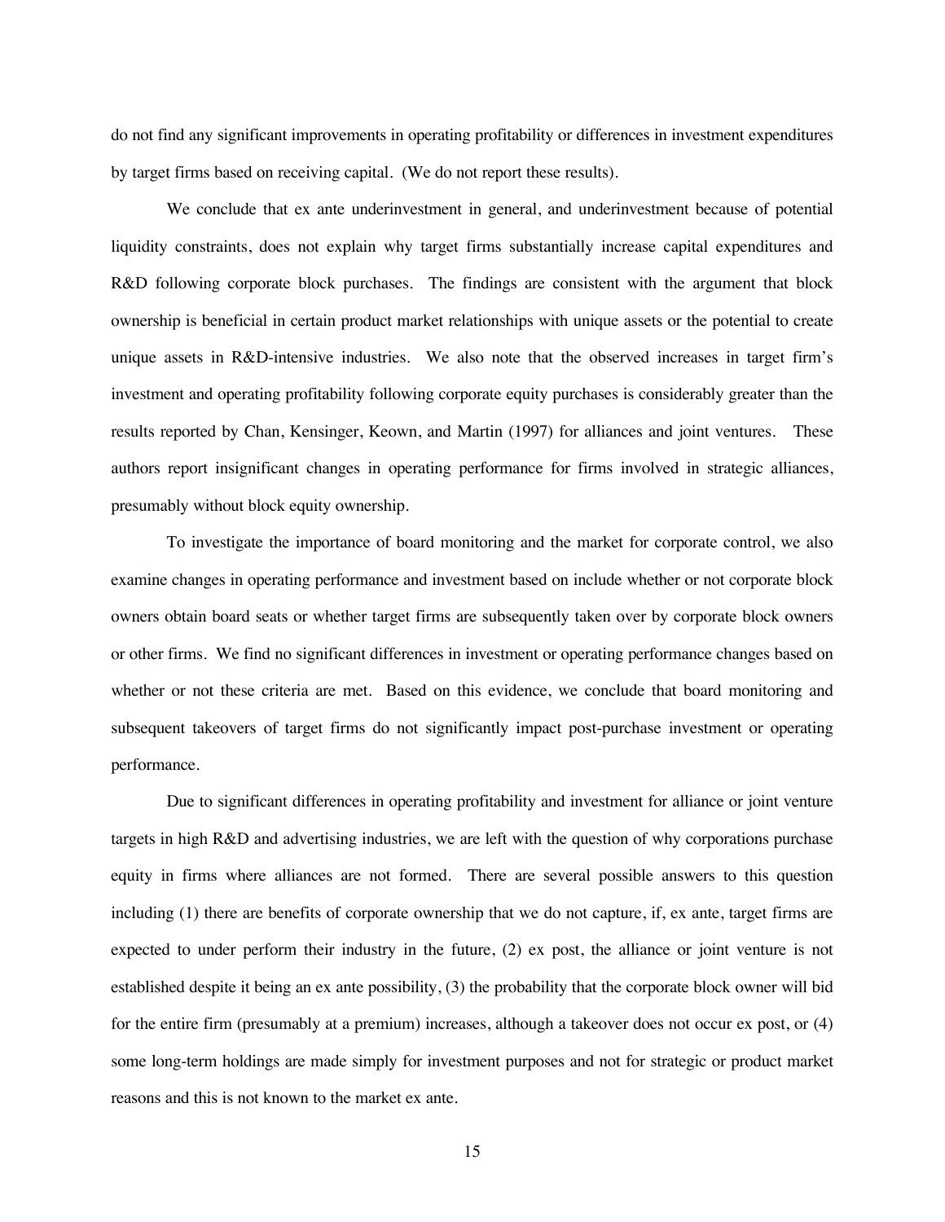do not find any significant improvements in operating profitability or differences in investment expenditures by target firms based on receiving capital. (We do not report these results).

We conclude that ex ante underinvestment in general, and underinvestment because of potential liquidity constraints, does not explain why target firms substantially increase capital expenditures and R&D following corporate block purchases. The findings are consistent with the argument that block ownership is beneficial in certain product market relationships with unique assets or the potential to create unique assets in R&D-intensive industries. We also note that the observed increases in target firm's investment and operating profitability following corporate equity purchases is considerably greater than the results reported by Chan, Kensinger, Keown, and Martin (1997) for alliances and joint ventures. These authors report insignificant changes in operating performance for firms involved in strategic alliances, presumably without block equity ownership.

To investigate the importance of board monitoring and the market for corporate control, we also examine changes in operating performance and investment based on include whether or not corporate block owners obtain board seats or whether target firms are subsequently taken over by corporate block owners or other firms. We find no significant differences in investment or operating performance changes based on whether or not these criteria are met. Based on this evidence, we conclude that board monitoring and subsequent takeovers of target firms do not significantly impact post-purchase investment or operating performance.

Due to significant differences in operating profitability and investment for alliance or joint venture targets in high R&D and advertising industries, we are left with the question of why corporations purchase equity in firms where alliances are not formed. There are several possible answers to this question including (1) there are benefits of corporate ownership that we do not capture, if, ex ante, target firms are expected to under perform their industry in the future, (2) ex post, the alliance or joint venture is not established despite it being an ex ante possibility, (3) the probability that the corporate block owner will bid for the entire firm (presumably at a premium) increases, although a takeover does not occur ex post, or (4) some long-term holdings are made simply for investment purposes and not for strategic or product market reasons and this is not known to the market ex ante.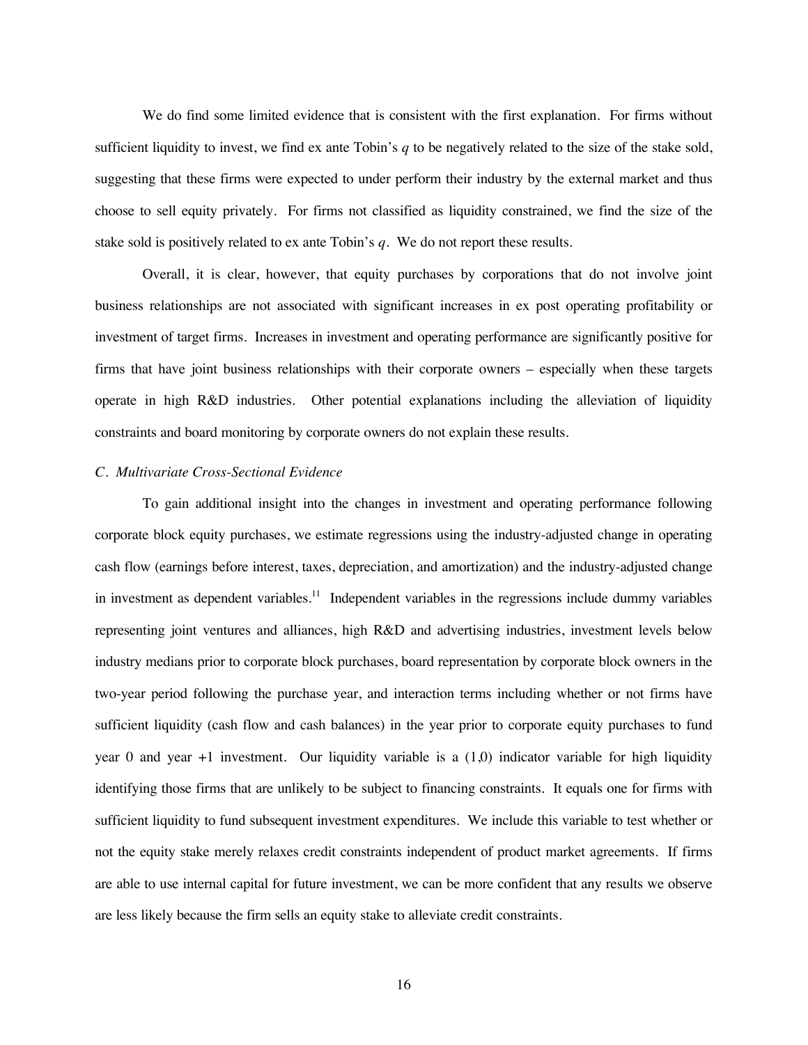We do find some limited evidence that is consistent with the first explanation. For firms without sufficient liquidity to invest, we find ex ante Tobin's $q$ to be negatively related to the size of the stake sold, suggesting that these firms were expected to under perform their industry by the external market and thus choose to sell equity privately. For firms not classified as liquidity constrained, we find the size of the stake sold is positively related to ex ante Tobin's $q$. We do not report these results.

Overall, it is clear, however, that equity purchases by corporations that do not involve joint business relationships are not associated with significant increases in ex post operating profitability or investment of target firms. Increases in investment and operating performance are significantly positive for firms that have joint business relationships with their corporate owners – especially when these targets operate in high R&D industries. Other potential explanations including the alleviation of liquidity constraints and board monitoring by corporate owners do not explain these results.

### *C. Multivariate Cross-Sectional Evidence*

To gain additional insight into the changes in investment and operating performance following corporate block equity purchases, we estimate regressions using the industry-adjusted change in operating cash flow (earnings before interest, taxes, depreciation, and amortization) and the industry-adjusted change in investment as dependent variables.[11] Independent variables in the regressions include dummy variables representing joint ventures and alliances, high R&D and advertising industries, investment levels below industry medians prior to corporate block purchases, board representation by corporate block owners in the two-year period following the purchase year, and interaction terms including whether or not firms have sufficient liquidity (cash flow and cash balances) in the year prior to corporate equity purchases to fund year 0 and year +1 investment. Our liquidity variable is a (1,0) indicator variable for high liquidity identifying those firms that are unlikely to be subject to financing constraints. It equals one for firms with sufficient liquidity to fund subsequent investment expenditures. We include this variable to test whether or not the equity stake merely relaxes credit constraints independent of product market agreements. If firms are able to use internal capital for future investment, we can be more confident that any results we observe are less likely because the firm sells an equity stake to alleviate credit constraints.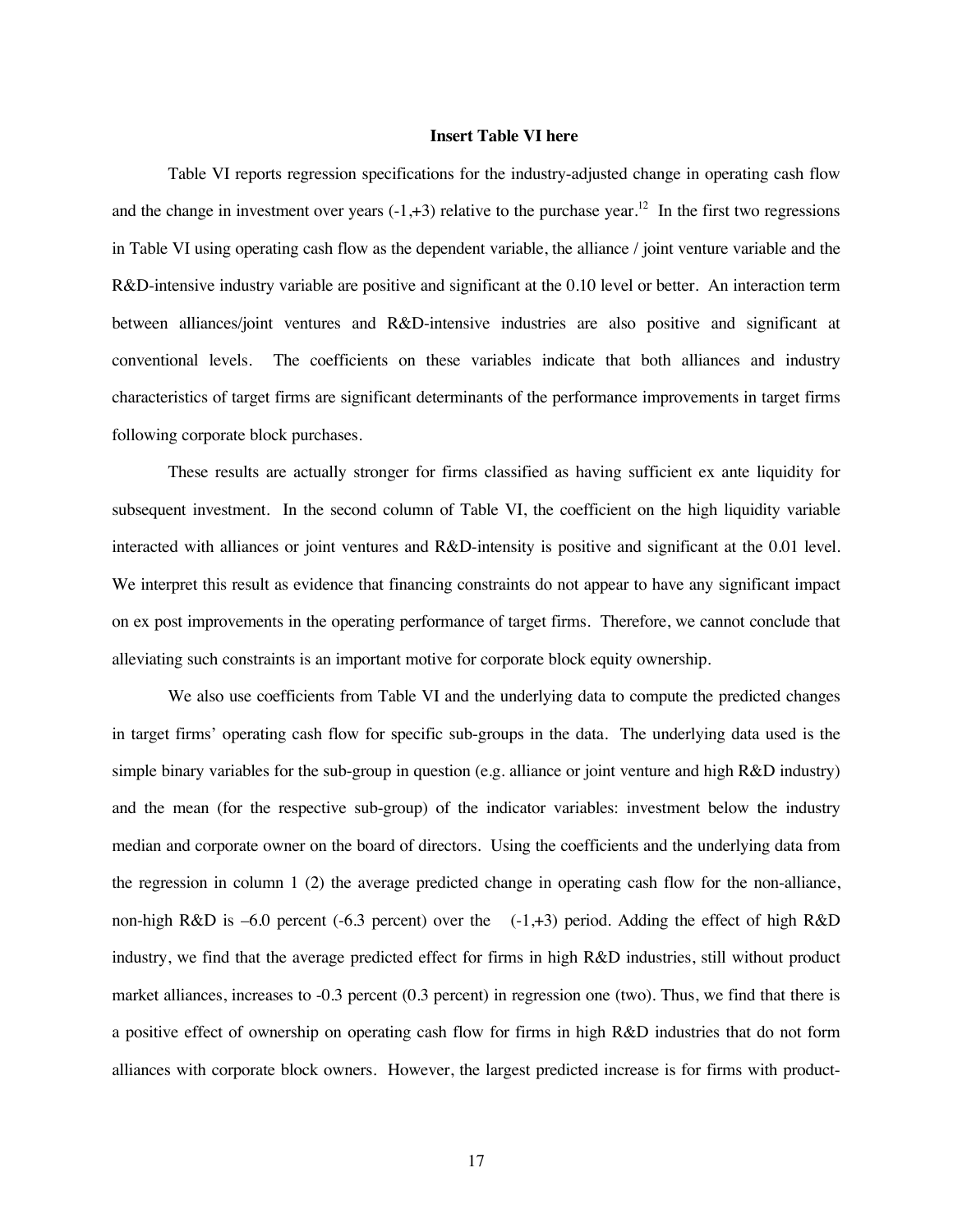**Insert Table VI here**

Table VI reports regression specifications for the industry-adjusted change in operating cash flow and the change in investment over years (-1,+3) relative to the purchase year.[12] In the first two regressions in Table VI using operating cash flow as the dependent variable, the alliance / joint venture variable and the R&D-intensive industry variable are positive and significant at the 0.10 level or better. An interaction term between alliances/joint ventures and R&D-intensive industries are also positive and significant at conventional levels. The coefficients on these variables indicate that both alliances and industry characteristics of target firms are significant determinants of the performance improvements in target firms following corporate block purchases.

These results are actually stronger for firms classified as having sufficient ex ante liquidity for subsequent investment. In the second column of Table VI, the coefficient on the high liquidity variable interacted with alliances or joint ventures and R&D-intensity is positive and significant at the 0.01 level. We interpret this result as evidence that financing constraints do not appear to have any significant impact on ex post improvements in the operating performance of target firms. Therefore, we cannot conclude that alleviating such constraints is an important motive for corporate block equity ownership.

We also use coefficients from Table VI and the underlying data to compute the predicted changes in target firms' operating cash flow for specific sub-groups in the data. The underlying data used is the simple binary variables for the sub-group in question (e.g. alliance or joint venture and high R&D industry) and the mean (for the respective sub-group) of the indicator variables: investment below the industry median and corporate owner on the board of directors. Using the coefficients and the underlying data from the regression in column 1 (2) the average predicted change in operating cash flow for the non-alliance, non-high R&D is –6.0 percent (-6.3 percent) over the (-1,+3) period. Adding the effect of high R&D industry, we find that the average predicted effect for firms in high R&D industries, still without product market alliances, increases to -0.3 percent (0.3 percent) in regression one (two). Thus, we find that there is a positive effect of ownership on operating cash flow for firms in high R&D industries that do not form alliances with corporate block owners. However, the largest predicted increase is for firms with product-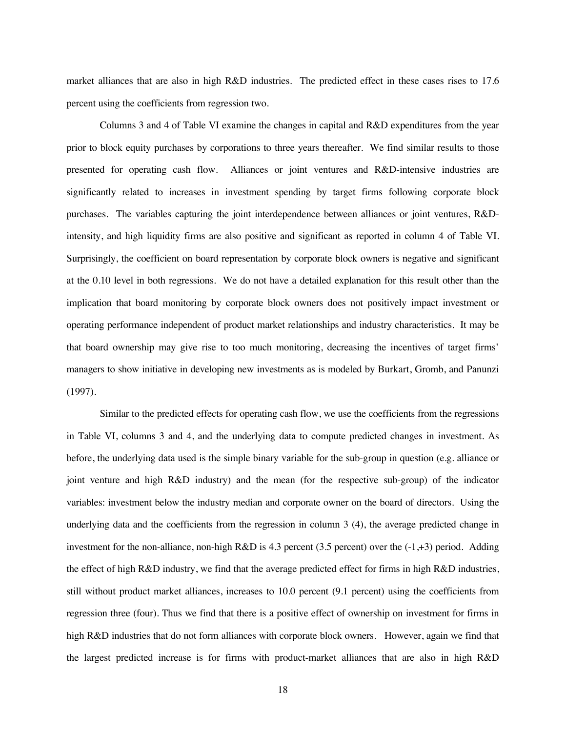market alliances that are also in high R&D industries. The predicted effect in these cases rises to 17.6 percent using the coefficients from regression two.

Columns 3 and 4 of Table VI examine the changes in capital and R&D expenditures from the year prior to block equity purchases by corporations to three years thereafter. We find similar results to those presented for operating cash flow. Alliances or joint ventures and R&D-intensive industries are significantly related to increases in investment spending by target firms following corporate block purchases. The variables capturing the joint interdependence between alliances or joint ventures, R&D-intensity, and high liquidity firms are also positive and significant as reported in column 4 of Table VI. Surprisingly, the coefficient on board representation by corporate block owners is negative and significant at the 0.10 level in both regressions. We do not have a detailed explanation for this result other than the implication that board monitoring by corporate block owners does not positively impact investment or operating performance independent of product market relationships and industry characteristics. It may be that board ownership may give rise to too much monitoring, decreasing the incentives of target firms' managers to show initiative in developing new investments as is modeled by Burkart, Gromb, and Panunzi (1997).

Similar to the predicted effects for operating cash flow, we use the coefficients from the regressions in Table VI, columns 3 and 4, and the underlying data to compute predicted changes in investment. As before, the underlying data used is the simple binary variable for the sub-group in question (e.g. alliance or joint venture and high R&D industry) and the mean (for the respective sub-group) of the indicator variables: investment below the industry median and corporate owner on the board of directors. Using the underlying data and the coefficients from the regression in column 3 (4), the average predicted change in investment for the non-alliance, non-high R&D is 4.3 percent (3.5 percent) over the (-1,+3) period. Adding the effect of high R&D industry, we find that the average predicted effect for firms in high R&D industries, still without product market alliances, increases to 10.0 percent (9.1 percent) using the coefficients from regression three (four). Thus we find that there is a positive effect of ownership on investment for firms in high R&D industries that do not form alliances with corporate block owners. However, again we find that the largest predicted increase is for firms with product-market alliances that are also in high R&D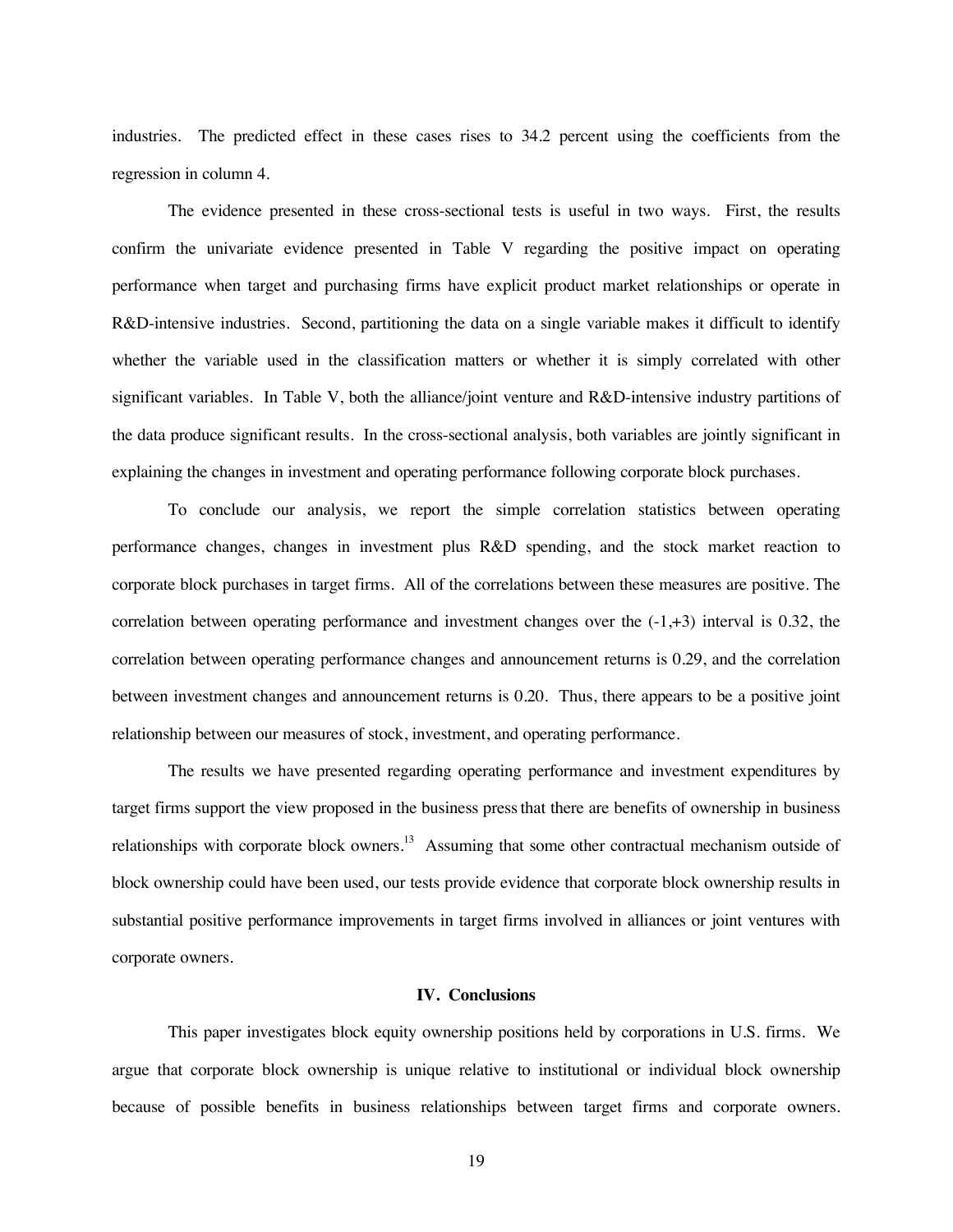industries. The predicted effect in these cases rises to 34.2 percent using the coefficients from the regression in column 4.

The evidence presented in these cross-sectional tests is useful in two ways. First, the results confirm the univariate evidence presented in Table V regarding the positive impact on operating performance when target and purchasing firms have explicit product market relationships or operate in R&D-intensive industries. Second, partitioning the data on a single variable makes it difficult to identify whether the variable used in the classification matters or whether it is simply correlated with other significant variables. In Table V, both the alliance/joint venture and R&D-intensive industry partitions of the data produce significant results. In the cross-sectional analysis, both variables are jointly significant in explaining the changes in investment and operating performance following corporate block purchases.

To conclude our analysis, we report the simple correlation statistics between operating performance changes, changes in investment plus R&D spending, and the stock market reaction to corporate block purchases in target firms. All of the correlations between these measures are positive. The correlation between operating performance and investment changes over the (-1,+3) interval is 0.32, the correlation between operating performance changes and announcement returns is 0.29, and the correlation between investment changes and announcement returns is 0.20. Thus, there appears to be a positive joint relationship between our measures of stock, investment, and operating performance.

The results we have presented regarding operating performance and investment expenditures by target firms support the view proposed in the business press that there are benefits of ownership in business relationships with corporate block owners.[13] Assuming that some other contractual mechanism outside of block ownership could have been used, our tests provide evidence that corporate block ownership results in substantial positive performance improvements in target firms involved in alliances or joint ventures with corporate owners.

## IV. Conclusions

This paper investigates block equity ownership positions held by corporations in U.S. firms. We argue that corporate block ownership is unique relative to institutional or individual block ownership because of possible benefits in business relationships between target firms and corporate owners.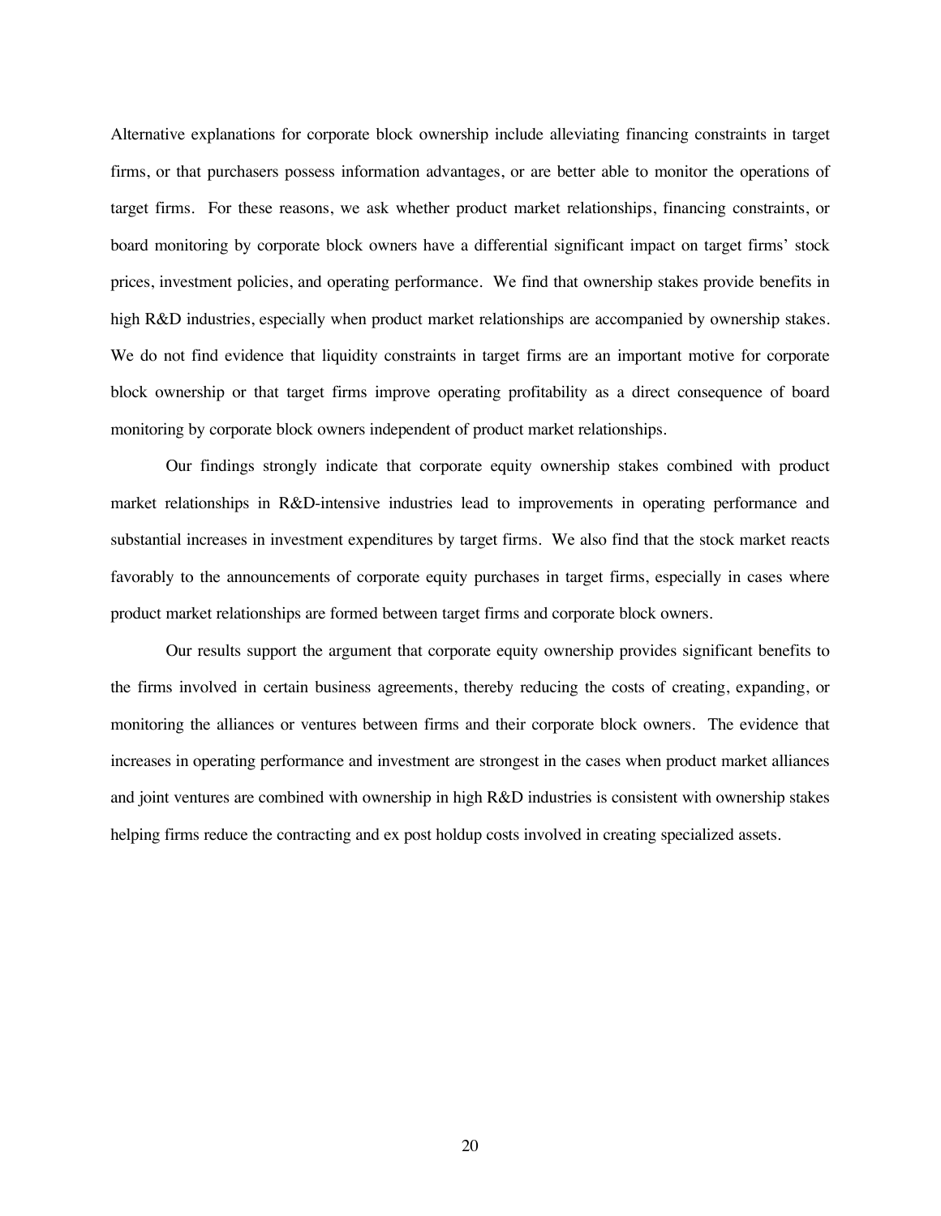Alternative explanations for corporate block ownership include alleviating financing constraints in target firms, or that purchasers possess information advantages, or are better able to monitor the operations of target firms. For these reasons, we ask whether product market relationships, financing constraints, or board monitoring by corporate block owners have a differential significant impact on target firms' stock prices, investment policies, and operating performance. We find that ownership stakes provide benefits in high R&D industries, especially when product market relationships are accompanied by ownership stakes. We do not find evidence that liquidity constraints in target firms are an important motive for corporate block ownership or that target firms improve operating profitability as a direct consequence of board monitoring by corporate block owners independent of product market relationships.

Our findings strongly indicate that corporate equity ownership stakes combined with product market relationships in R&D-intensive industries lead to improvements in operating performance and substantial increases in investment expenditures by target firms. We also find that the stock market reacts favorably to the announcements of corporate equity purchases in target firms, especially in cases where product market relationships are formed between target firms and corporate block owners.

Our results support the argument that corporate equity ownership provides significant benefits to the firms involved in certain business agreements, thereby reducing the costs of creating, expanding, or monitoring the alliances or ventures between firms and their corporate block owners. The evidence that increases in operating performance and investment are strongest in the cases when product market alliances and joint ventures are combined with ownership in high R&D industries is consistent with ownership stakes helping firms reduce the contracting and ex post holdup costs involved in creating specialized assets.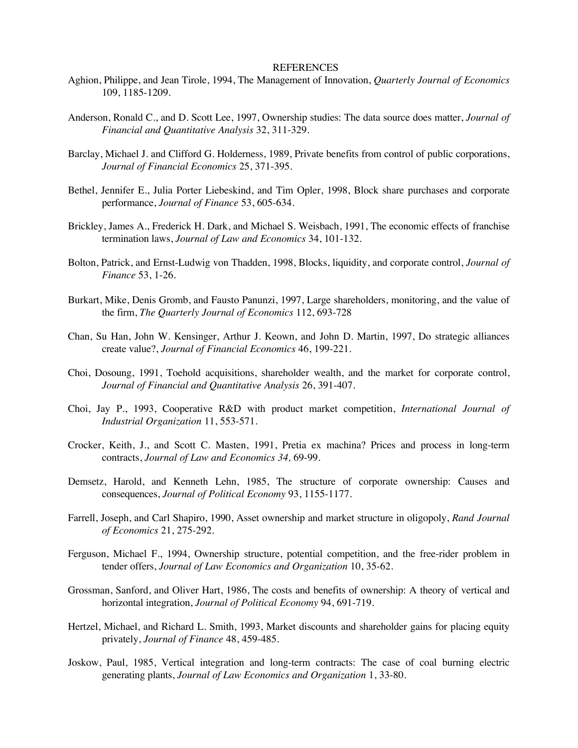# REFERENCES

Aghion, Philippe, and Jean Tirole, 1994, The Management of Innovation, *Quarterly Journal of Economics* 109, 1185-1209.

Anderson, Ronald C., and D. Scott Lee, 1997, Ownership studies: The data source does matter, *Journal of Financial and Quantitative Analysis* 32, 311-329.

Barclay, Michael J. and Clifford G. Holderness, 1989, Private benefits from control of public corporations, *Journal of Financial Economics* 25, 371-395.

Bethel, Jennifer E., Julia Porter Liebeskind, and Tim Opler, 1998, Block share purchases and corporate performance, *Journal of Finance* 53, 605-634.

Brickley, James A., Frederick H. Dark, and Michael S. Weisbach, 1991, The economic effects of franchise termination laws, *Journal of Law and Economics* 34, 101-132.

Bolton, Patrick, and Ernst-Ludwig von Thadden, 1998, Blocks, liquidity, and corporate control, *Journal of Finance* 53, 1-26.

Burkart, Mike, Denis Gromb, and Fausto Panunzi, 1997, Large shareholders, monitoring, and the value of the firm, *The Quarterly Journal of Economics* 112, 693-728

Chan, Su Han, John W. Kensinger, Arthur J. Keown, and John D. Martin, 1997, Do strategic alliances create value?, *Journal of Financial Economics* 46, 199-221.

Choi, Dosoung, 1991, Toehold acquisitions, shareholder wealth, and the market for corporate control, *Journal of Financial and Quantitative Analysis* 26, 391-407.

Choi, Jay P., 1993, Cooperative R&D with product market competition, *International Journal of Industrial Organization* 11, 553-571.

Crocker, Keith, J., and Scott C. Masten, 1991, Pretia ex machina? Prices and process in long-term contracts, *Journal of Law and Economics 34,* 69-99.

Demsetz, Harold, and Kenneth Lehn, 1985, The structure of corporate ownership: Causes and consequences, *Journal of Political Economy* 93, 1155-1177.

Farrell, Joseph, and Carl Shapiro, 1990, Asset ownership and market structure in oligopoly, *Rand Journal of Economics* 21, 275-292.

Ferguson, Michael F., 1994, Ownership structure, potential competition, and the free-rider problem in tender offers, *Journal of Law Economics and Organization* 10, 35-62.

Grossman, Sanford, and Oliver Hart, 1986, The costs and benefits of ownership: A theory of vertical and horizontal integration, *Journal of Political Economy* 94, 691-719.

Hertzel, Michael, and Richard L. Smith, 1993, Market discounts and shareholder gains for placing equity privately, *Journal of Finance* 48, 459-485.

Joskow, Paul, 1985, Vertical integration and long-term contracts: The case of coal burning electric generating plants, *Journal of Law Economics and Organization* 1, 33-80.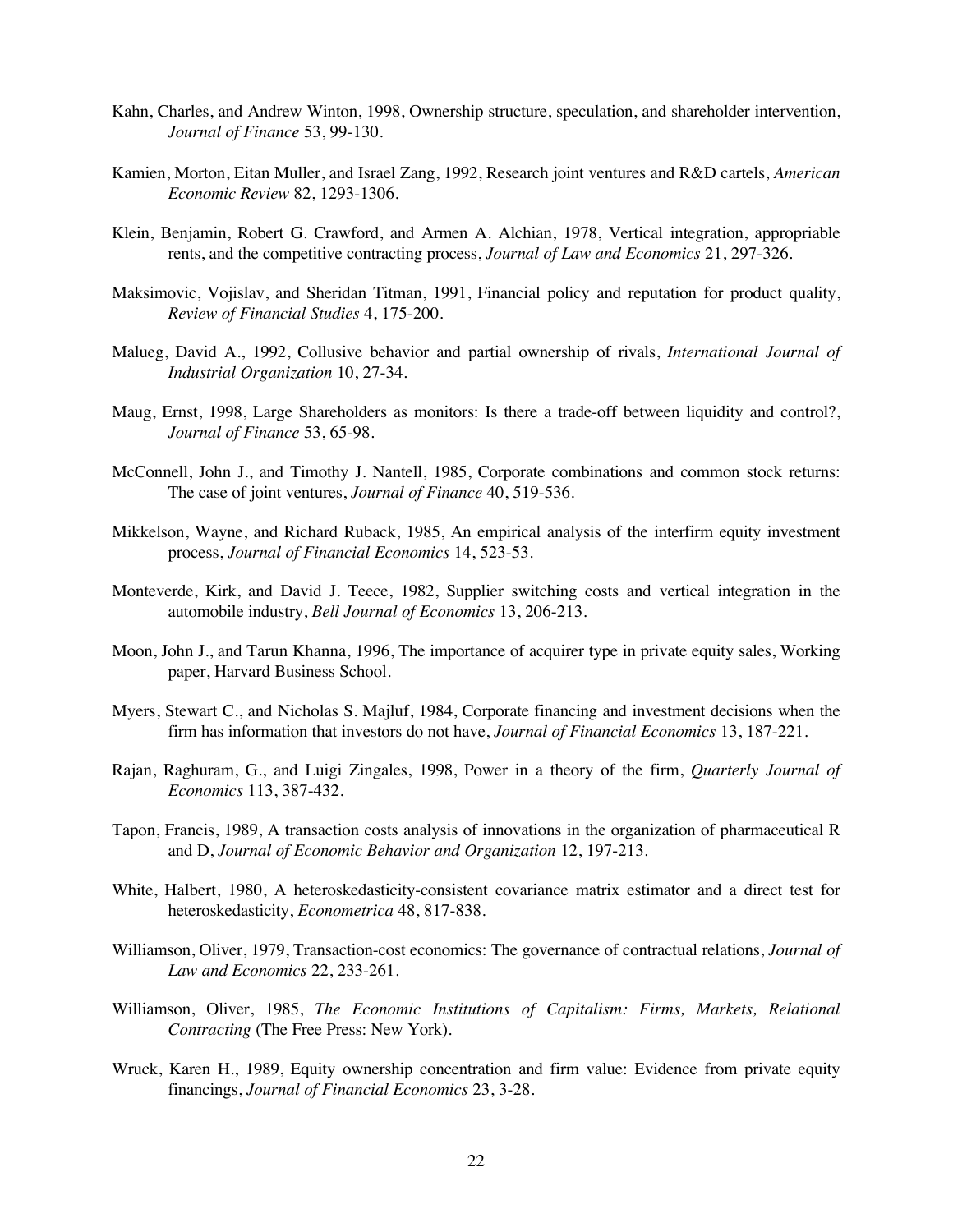Kahn, Charles, and Andrew Winton, 1998, Ownership structure, speculation, and shareholder intervention, *Journal of Finance* 53, 99-130.

Kamien, Morton, Eitan Muller, and Israel Zang, 1992, Research joint ventures and R&D cartels, *American Economic Review* 82, 1293-1306.

Klein, Benjamin, Robert G. Crawford, and Armen A. Alchian, 1978, Vertical integration, appropriable rents, and the competitive contracting process, *Journal of Law and Economics* 21, 297-326.

Maksimovic, Vojislav, and Sheridan Titman, 1991, Financial policy and reputation for product quality, *Review of Financial Studies* 4, 175-200.

Malueg, David A., 1992, Collusive behavior and partial ownership of rivals, *International Journal of Industrial Organization* 10, 27-34.

Maug, Ernst, 1998, Large Shareholders as monitors: Is there a trade-off between liquidity and control?, *Journal of Finance* 53, 65-98.

McConnell, John J., and Timothy J. Nantell, 1985, Corporate combinations and common stock returns: The case of joint ventures, *Journal of Finance* 40, 519-536.

Mikkelson, Wayne, and Richard Ruback, 1985, An empirical analysis of the interfirm equity investment process, *Journal of Financial Economics* 14, 523-53.

Monteverde, Kirk, and David J. Teece, 1982, Supplier switching costs and vertical integration in the automobile industry, *Bell Journal of Economics* 13, 206-213.

Moon, John J., and Tarun Khanna, 1996, The importance of acquirer type in private equity sales, Working paper, Harvard Business School.

Myers, Stewart C., and Nicholas S. Majluf, 1984, Corporate financing and investment decisions when the firm has information that investors do not have, *Journal of Financial Economics* 13, 187-221.

Rajan, Raghuram, G., and Luigi Zingales, 1998, Power in a theory of the firm, *Quarterly Journal of Economics* 113, 387-432.

Tapon, Francis, 1989, A transaction costs analysis of innovations in the organization of pharmaceutical R and D, *Journal of Economic Behavior and Organization* 12, 197-213.

White, Halbert, 1980, A heteroskedasticity-consistent covariance matrix estimator and a direct test for heteroskedasticity, *Econometrica* 48, 817-838.

Williamson, Oliver, 1979, Transaction-cost economics: The governance of contractual relations, *Journal of Law and Economics* 22, 233-261.

Williamson, Oliver, 1985, *The Economic Institutions of Capitalism: Firms, Markets, Relational Contracting* (The Free Press: New York).

Wruck, Karen H., 1989, Equity ownership concentration and firm value: Evidence from private equity financings, *Journal of Financial Economics* 23, 3-28.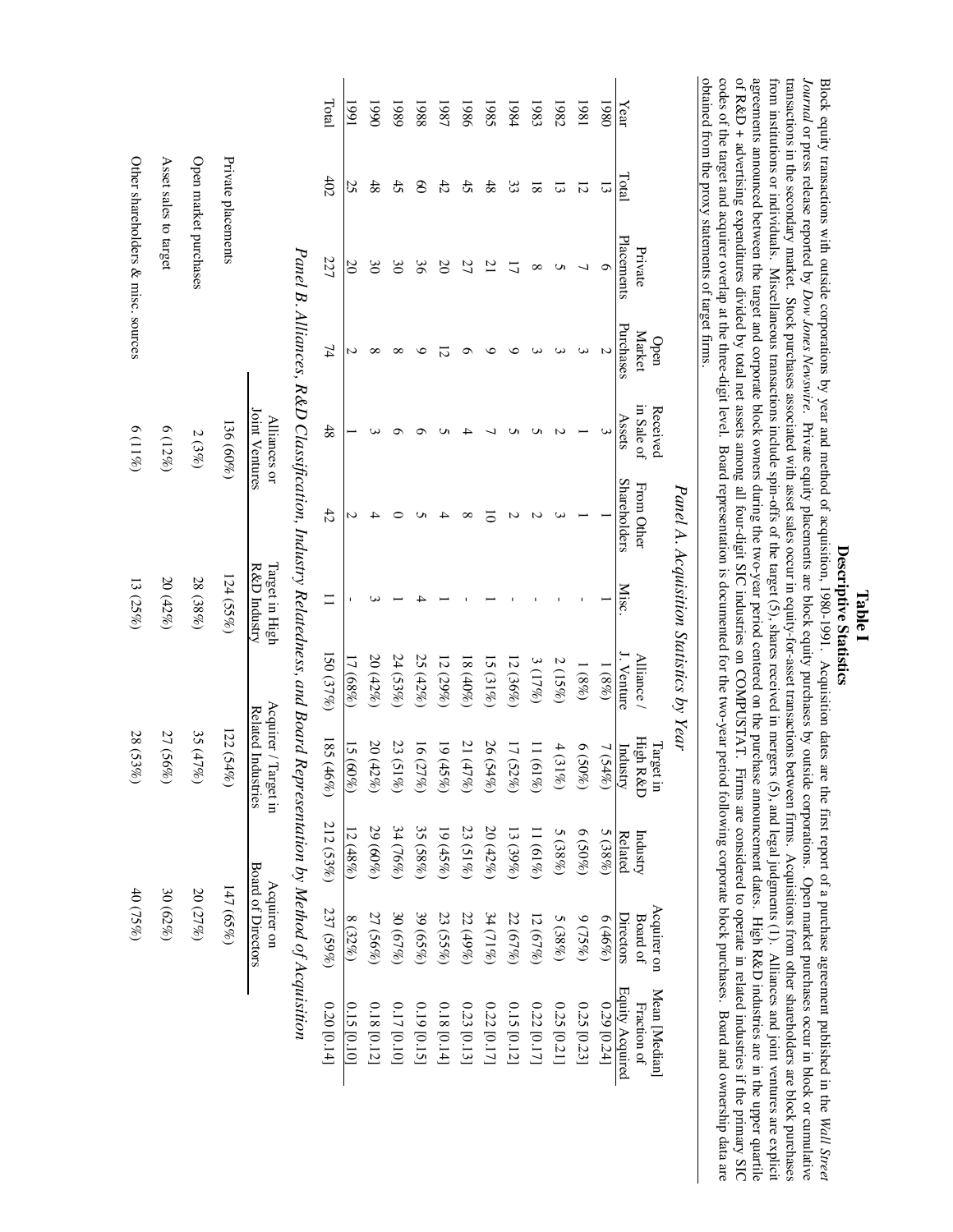# Table I

## Descriptive Statistics

Block equity transactions with outside corporations by year and method of acquisition, 1980-1991. Acquisition dates are the first report of a purchase agreement published in the *Wall Street Journal* or press release reported by *Dow Jones Newswire*. Private equity placements are block equity purchases by outside corporations. Open market purchases occur in block or cumulative transactions in the secondary market. Stock purchases associated with asset sales occur in equity-for-asset transactions between firms. Acquisitions from other shareholders are block purchases from institutions or individuals. Miscellaneous transactions include spin-offs of the target (5), shares received in mergers (5), and legal judgments (1). Alliances and joint ventures are explicit agreements announced between the target and corporate block owners during the two-year period centered on the purchase announcement dates. High R&D industries are in the upper quartile of R&D + advertising expenditures divided by total net assets among all four-digit SIC industries on COMPUSTAT. Firms are considered to operate in related industries if the primary SIC codes of the target and acquirer overlap at the three-digit level. Board representation is documented for the two-year period following corporate block purchases. Board and ownership data are obtained from the proxy statements of target firms.

### Panel A. Acquisition Statistics by Year

| Year | Total | Private Placements | Open Market Purchases | Received in Sale of Assets | From Other Shareholders | Misc. | Alliance / J. Venture | Target in High R&D Industry | Industry Related | Acquirer on Board of Directors | Mean [Median] Fraction of Equity Acquired |
|---|---|---|---|---|---|---|---|---|---|---|---|
| 1980 | 13 | 6 | 2 | 3 | 1 | 1 | 1 (8%) | 7 (54%) | 5 (38%) | 6 (46%) | 0.29 [0.24] |
| 1981 | 12 | 7 | 3 | 1 | 1 | - | 1 (8%) | 6 (50%) | 6 (50%) | 9 (75%) | 0.25 [0.23] |
| 1982 | 13 | 5 | 3 | 2 | 3 | - | 2 (15%) | 4 (31%) | 5 (38%) | 5 (38%) | 0.25 [0.21] |
| 1983 | 18 | 8 | 3 | 5 | 2 | - | 3 (17%) | 11 (61%) | 11 (61%) | 12 (67%) | 0.22 [0.17] |
| 1984 | 33 | 17 | 9 | 5 | 2 | - | 12 (36%) | 17 (52%) | 13 (39%) | 22 (67%) | 0.15 [0.12] |
| 1985 | 48 | 21 | 9 | 7 | 10 | 1 | 15 (31%) | 26 (54%) | 20 (42%) | 34 (71%) | 0.22 [0.17] |
| 1986 | 45 | 27 | 6 | 4 | 8 | - | 18 (40%) | 21 (47%) | 23 (51%) | 22 (49%) | 0.23 [0.13] |
| 1987 | 42 | 20 | 12 | 5 | 4 | 1 | 12 (29%) | 19 (45%) | 19 (45%) | 23 (55%) | 0.18 [0.14] |
| 1988 | 60 | 36 | 9 | 6 | 5 | 4 | 25 (42%) | 16 (27%) | 35 (58%) | 39 (65%) | 0.19 [0.15] |
| 1989 | 45 | 30 | 8 | 6 | 0 | 1 | 24 (53%) | 23 (51%) | 34 (76%) | 30 (67%) | 0.17 [0.10] |
| 1990 | 48 | 30 | 8 | 3 | 4 | 3 | 20 (42%) | 20 (42%) | 29 (60%) | 27 (56%) | 0.18 [0.12] |
| 1991 | 25 | 20 | 2 | 1 | 2 | - | 17 (68%) | 15 (60%) | 12 (48%) | 8 (32%) | 0.15 [0.10] |
| Total | 402 | 227 | 74 | 48 | 42 | 11 | 150 (37%) | 185 (46%) | 212 (53%) | 237 (59%) | 0.20 [0.14] |

### Panel B. Alliances, R&D Classification, Industry Relatedness, and Board Representation by Method of Acquisition

| | Alliances or Joint Ventures | Target in High R&D Industry | Acquirer / Target in Related Industries | Acquirer on Board of Directors |
|---|---|---|---|---|
| Private placements | 136 (60%) | 124 (55%) | 122 (54%) | 147 (65%) |
| Open market purchases | 2 (3%) | 28 (38%) | 35 (47%) | 20 (27%) |
| Asset sales to target | 6 (12%) | 20 (42%) | 27 (56%) | 30 (62%) |
| Other shareholders & misc. sources | 6 (11%) | 13 (25%) | 28 (53%) | 40 (75%) |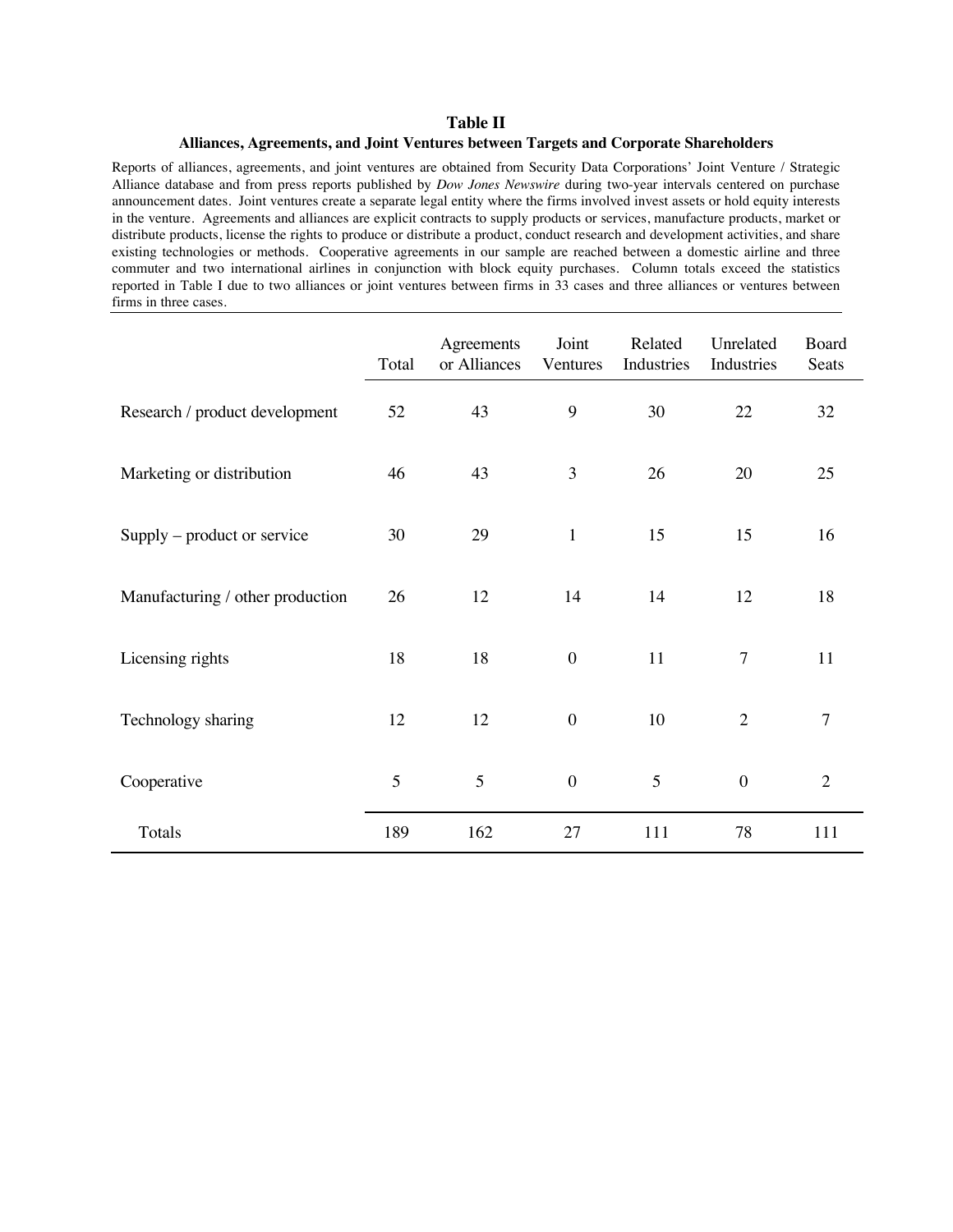**Table II**

**Alliances, Agreements, and Joint Ventures between Targets and Corporate Shareholders**

Reports of alliances, agreements, and joint ventures are obtained from Security Data Corporations' Joint Venture / Strategic Alliance database and from press reports published by *Dow Jones Newswire* during two-year intervals centered on purchase announcement dates. Joint ventures create a separate legal entity where the firms involved invest assets or hold equity interests in the venture. Agreements and alliances are explicit contracts to supply products or services, manufacture products, market or distribute products, license the rights to produce or distribute a product, conduct research and development activities, and share existing technologies or methods. Cooperative agreements in our sample are reached between a domestic airline and three commuter and two international airlines in conjunction with block equity purchases. Column totals exceed the statistics reported in Table I due to two alliances or joint ventures between firms in 33 cases and three alliances or ventures between firms in three cases.

| | Total | Agreements or Alliances | Joint Ventures | Related Industries | Unrelated Industries | Board Seats |
|---|---|---|---|---|---|---|
| Research / product development | 52 | 43 | 9 | 30 | 22 | 32 |
| Marketing or distribution | 46 | 43 | 3 | 26 | 20 | 25 |
| Supply – product or service | 30 | 29 | 1 | 15 | 15 | 16 |
| Manufacturing / other production | 26 | 12 | 14 | 14 | 12 | 18 |
| Licensing rights | 18 | 18 | 0 | 11 | 7 | 11 |
| Technology sharing | 12 | 12 | 0 | 10 | 2 | 7 |
| Cooperative | 5 | 5 | 0 | 5 | 0 | 2 |
| Totals | 189 | 162 | 27 | 111 | 78 | 111 |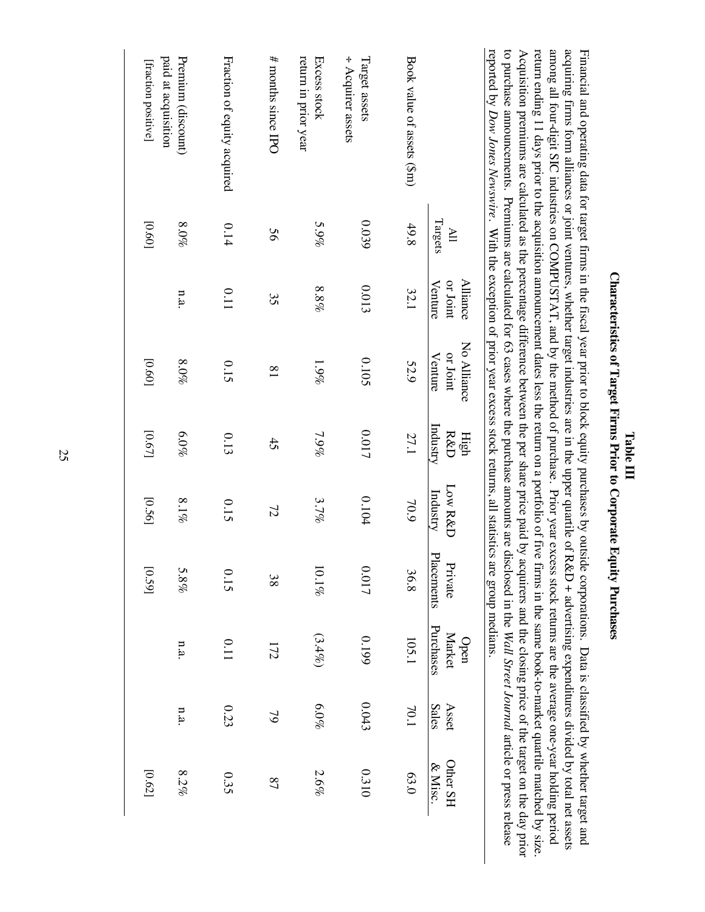**Table III**
**Characteristics of Target Firms Prior to Corporate Equity Purchases**

Financial and operating data for target firms in the fiscal year prior to block equity purchases by outside corporations. Data is classified by whether target and acquiring firms form alliances or joint ventures, whether target industries are in the upper quartile of R&D + advertising expenditures divided by total net assets among all four-digit SIC industries on COMPUSTAT, and by the method of purchase. Prior year excess stock returns are the average one-year holding period return ending 11 days prior to the acquisition announcement dates less the return on a portfolio of five firms in the same book-to-market quartile matched by size. Acquisition premiums are calculated as the percentage difference between the per share price paid by acquirers and the closing price of the target on the day prior to purchase announcements. Premiums are calculated for 63 cases where the purchase amounts are disclosed in the *Wall Street Journal* article or press release reported by *Dow Jones Newswire*. With the exception of prior year excess stock returns, all statistics are group medians.

| | All Targets | Alliance or Joint Venture | No Alliance or Joint Venture | High R&D Industry | Low R&D Industry | Private Placements | Open Market Purchases | Asset Sales | Other SH & Misc. |
|---|---|---|---|---|---|---|---|---|---|
| Book value of assets ($m) | 49.8 | 32.1 | 52.9 | 27.1 | 70.9 | 36.8 | 105.1 | 70.1 | 63.0 |
| Target assets ÷ Acquirer assets | 0.039 | 0.013 | 0.105 | 0.017 | 0.104 | 0.017 | 0.199 | 0.043 | 0.310 |
| Excess stock return in prior year | 5.9% | 8.8% | 1.9% | 7.9% | 3.7% | 10.1% | (3.4%) | 6.0% | 2.6% |
| # months since IPO | 56 | 35 | 81 | 45 | 72 | 38 | 172 | 79 | 87 |
| Fraction of equity acquired | 0.14 | 0.11 | 0.15 | 0.13 | 0.15 | 0.15 | 0.11 | 0.23 | 0.35 |
| Premium (discount) paid at acquisition | 8.0% | n.a. | 8.0% | 6.0% | 8.1% | 5.8% | n.a. | n.a. | 8.2% |
| [fraction positive] | [0.60] | | [0.60] | [0.67] | [0.56] | [0.59] | | | [0.62] |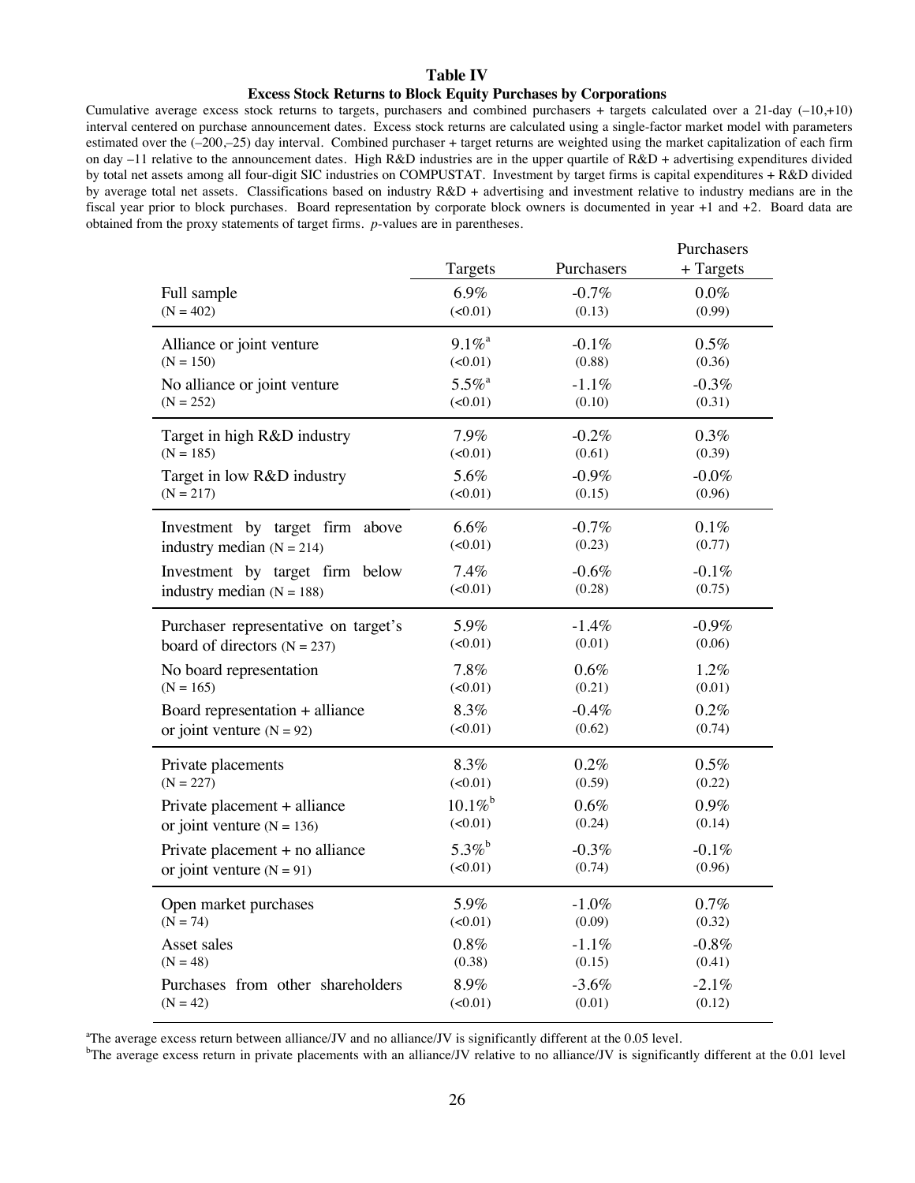**Table IV**

**Excess Stock Returns to Block Equity Purchases by Corporations**

Cumulative average excess stock returns to targets, purchasers and combined purchasers + targets calculated over a 21-day (–10,+10) interval centered on purchase announcement dates. Excess stock returns are calculated using a single-factor market model with parameters estimated over the (–200,–25) day interval. Combined purchaser + target returns are weighted using the market capitalization of each firm on day –11 relative to the announcement dates. High R&D industries are in the upper quartile of R&D + advertising expenditures divided by total net assets among all four-digit SIC industries on COMPUSTAT. Investment by target firms is capital expenditures + R&D divided by average total net assets. Classifications based on industry R&D + advertising and investment relative to industry medians are in the fiscal year prior to block purchases. Board representation by corporate block owners is documented in year +1 and +2. Board data are obtained from the proxy statements of target firms. *p*-values are in parentheses.

| | Targets | Purchasers | Purchasers + Targets |
|---|---|---|---|
| Full sample (N = 402) | 6.9% (<0.01) | -0.7% (0.13) | 0.0% (0.99) |
| Alliance or joint venture (N = 150) | 9.1%[a] (<0.01) | -0.1% (0.88) | 0.5% (0.36) |
| No alliance or joint venture (N = 252) | 5.5%[a] (<0.01) | -1.1% (0.10) | -0.3% (0.31) |
| Target in high R&D industry (N = 185) | 7.9% (<0.01) | -0.2% (0.61) | 0.3% (0.39) |
| Target in low R&D industry (N = 217) | 5.6% (<0.01) | -0.9% (0.15) | -0.0% (0.96) |
| Investment by target firm above industry median (N = 214) | 6.6% (<0.01) | -0.7% (0.23) | 0.1% (0.77) |
| Investment by target firm below industry median (N = 188) | 7.4% (<0.01) | -0.6% (0.28) | -0.1% (0.75) |
| Purchaser representative on target's board of directors (N = 237) | 5.9% (<0.01) | -1.4% (0.01) | -0.9% (0.06) |
| No board representation (N = 165) | 7.8% (<0.01) | 0.6% (0.21) | 1.2% (0.01) |
| Board representation + alliance or joint venture (N = 92) | 8.3% (<0.01) | -0.4% (0.62) | 0.2% (0.74) |
| Private placements (N = 227) | 8.3% (<0.01) | 0.2% (0.59) | 0.5% (0.22) |
| Private placement + alliance or joint venture (N = 136) | 10.1%[b] (<0.01) | 0.6% (0.24) | 0.9% (0.14) |
| Private placement + no alliance or joint venture (N = 91) | 5.3%[b] (<0.01) | -0.3% (0.74) | -0.1% (0.96) |
| Open market purchases (N = 74) | 5.9% (<0.01) | -1.0% (0.09) | 0.7% (0.32) |
| Asset sales (N = 48) | 0.8% (0.38) | -1.1% (0.15) | -0.8% (0.41) |
| Purchases from other shareholders (N = 42) | 8.9% (<0.01) | -3.6% (0.01) | -2.1% (0.12) |

[a] The average excess return between alliance/JV and no alliance/JV is significantly different at the 0.05 level.

[b] The average excess return in private placements with an alliance/JV relative to no alliance/JV is significantly different at the 0.01 level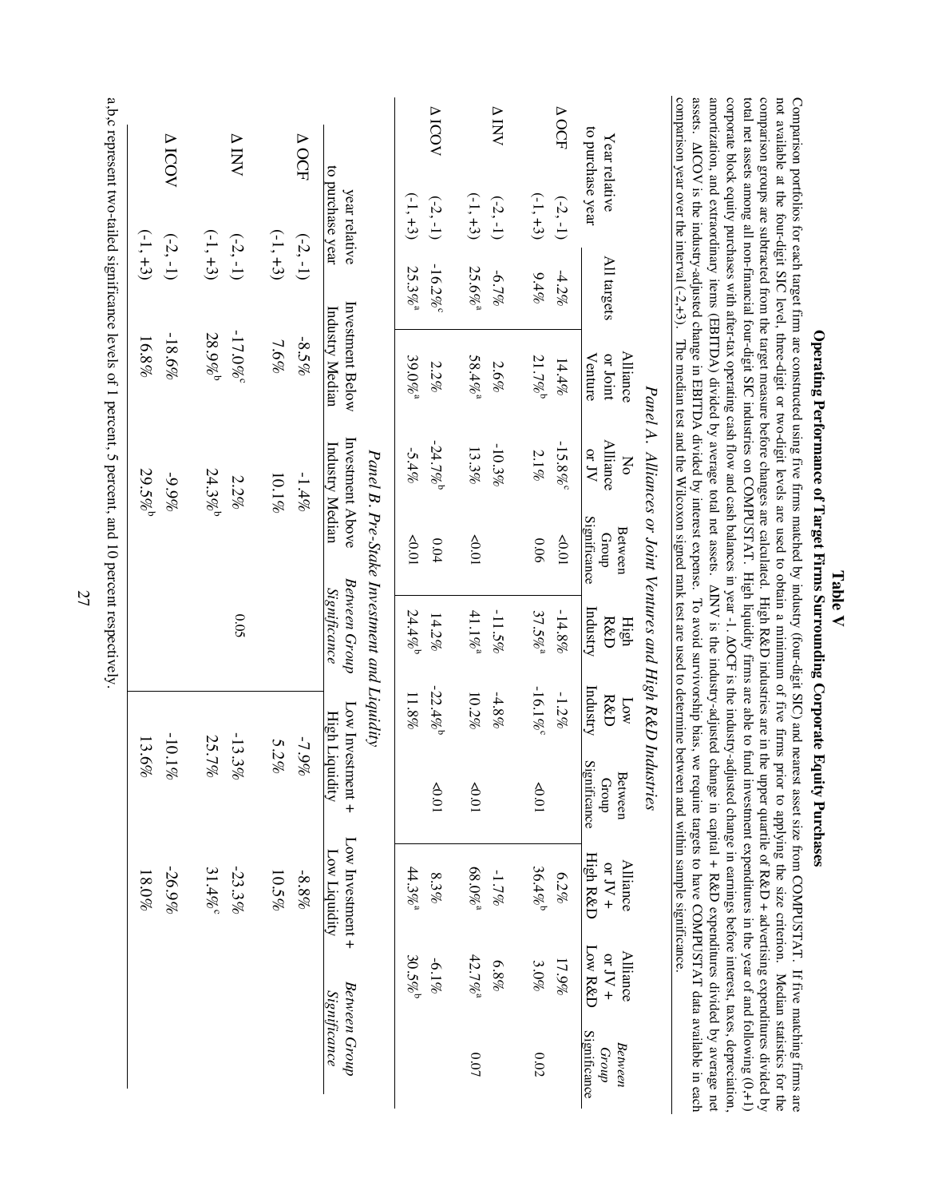# Table V

## Operating Performance of Target Firms Surrounding Corporate Equity Purchases

Comparison portfolios for each target firm are constructed using five firms matched by industry (four-digit SIC) and nearest asset size from COMPUSTAT. If five matching firms are not available at the four-digit SIC level, three-digit or two-digit levels are used to obtain a minimum of five firms prior to applying the size criterion. Median statistics for the comparison groups are subtracted from the target measure before changes are calculated. High R&D industries are in the upper quartile of R&D + advertising expenditures divided by total net assets among all non-financial four-digit SIC industries on COMPUSTAT. High liquidity firms are able to fund investment expenditures in the year of and following (0,+1) corporate block equity purchases with after-tax operating cash flow and cash balances in year -1. ΔOCF is the industry-adjusted change in earnings before interest, taxes, depreciation, amortization, and extraordinary items (EBITDA) divided by average total net assets. ΔINV is the industry-adjusted change in capital + R&D expenditures divided by average net assets. ΔICOV is the industry-adjusted change in EBITDA divided by interest expense. To avoid survivorship bias, we require targets to have COMPUSTAT data available in each comparison year over the interval (-2,+3). The median test and the Wilcoxon signed rank test are used to determine between and within sample significance.

*Panel A. Alliances or Joint Ventures and High R&D Industries*

| | Year relative to purchase year | All targets | Alliance or Joint Venture | No Alliance or JV | Between Group Significance | High R&D Industry | Low R&D Industry | Between Group Significance | Alliance or JV + High R&D | Alliance or JV + Low R&D | *Between Group Significance* |
|---|---|---|---|---|---|---|---|---|---|---|---|
| Δ OCF | (-2, -1) | -4.2% | 14.4% | -15.8%[c] | <0.01 | -14.8% | -1.2% | | 6.2% | 17.9% | |
| | (-1, +3) | 9.4% | 21.7%[b] | 2.1% | 0.06 | 37.5%[a] | -16.1%[c] | <0.01 | 36.4%[b] | 3.0% | 0.02 |
| Δ INV | (-2, -1) | -6.7% | 2.6% | -10.3% | | -11.5% | -4.8% | | -1.7% | 6.8% | |
| | (-1, +3) | 25.6%[a] | 58.4%[a] | 13.3% | <0.01 | 41.1%[a] | 10.2% | <0.01 | 68.0%[a] | 42.7%[a] | 0.07 |
| Δ ICOV | (-2, -1) | -16.2%[c] | 2.2% | -24.7%[b] | 0.04 | 14.2% | -22.4%[b] | <0.01 | 8.3% | -6.1% | |
| | (-1, +3) | 25.3%[a] | 39.0%[a] | -5.4% | <0.01 | 24.4%[b] | 11.8% | | 44.3%[a] | 30.5%[b] | |

*Panel B. Pre-Stake Investment and Liquidity*

| | year relative to purchase year | Investment Below Industry Median | Investment Above Industry Median | *Between Group Significance* | Low Investment + High Liquidity | Low Investment + Low Liquidity | *Between Group Significance* |
|---|---|---|---|---|---|---|---|
| Δ OCF | (-2, -1) | -8.5% | -1.4% | | -7.9% | -8.8% | |
| | (-1, +3) | 7.6% | 10.1% | | 5.2% | 10.5% | |
| Δ INV | (-2, -1) | -17.0%[c] | 2.2% | 0.05 | -13.3% | -23.3% | |
| | (-1, +3) | 28.9%[b] | 24.3%[b] | | 25.7% | 31.4%[c] | |
| Δ ICOV | (-2, -1) | -18.6% | -9.9% | | -10.1% | -26.9% | |
| | (-1, +3) | 16.8% | 29.5%[b] | | 13.6% | 18.0% | |

a,b,c represent two-tailed significance levels of 1 percent, 5 percent, and 10 percent respectively.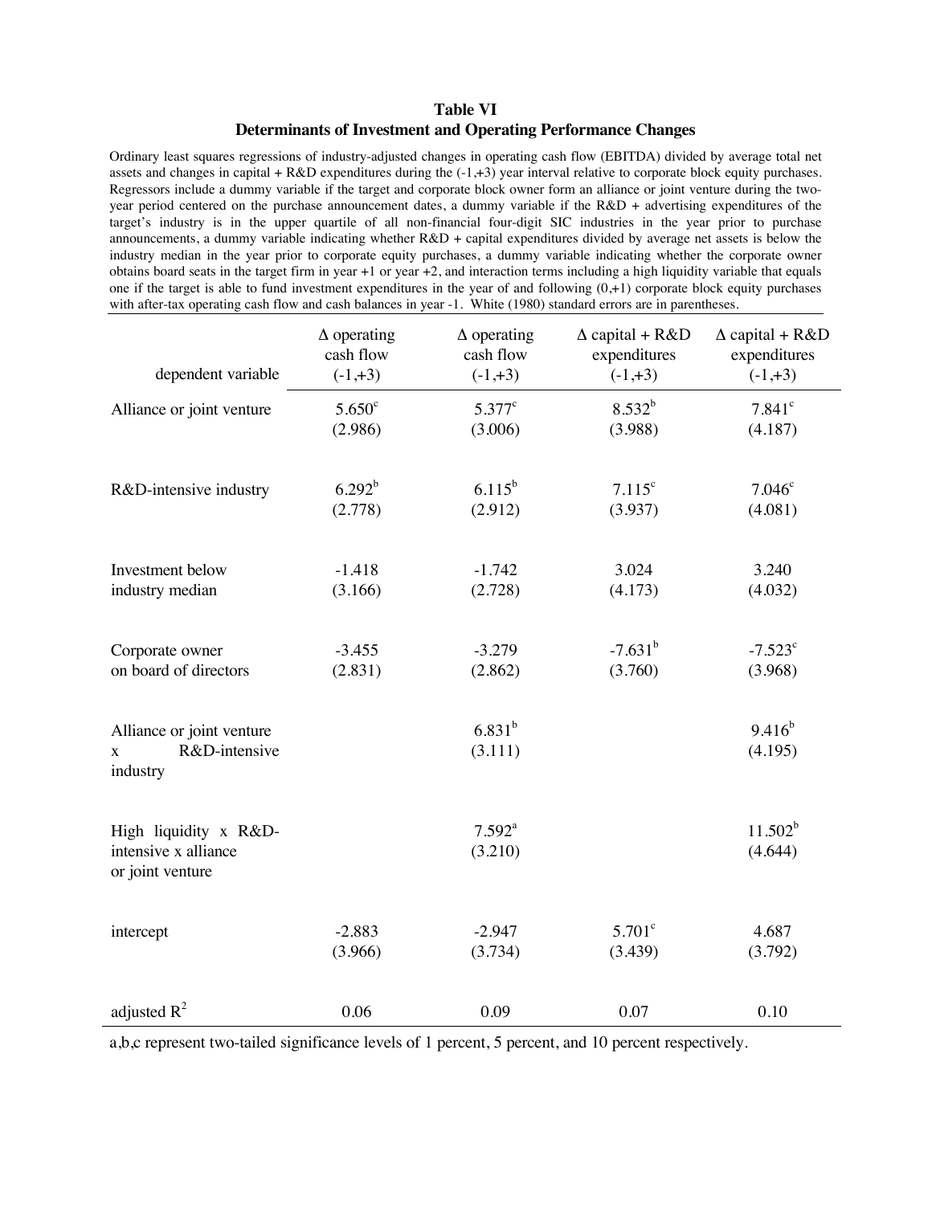**Table VI**
**Determinants of Investment and Operating Performance Changes**

Ordinary least squares regressions of industry-adjusted changes in operating cash flow (EBITDA) divided by average total net assets and changes in capital + R&D expenditures during the (-1,+3) year interval relative to corporate block equity purchases. Regressors include a dummy variable if the target and corporate block owner form an alliance or joint venture during the two-year period centered on the purchase announcement dates, a dummy variable if the R&D + advertising expenditures of the target's industry is in the upper quartile of all non-financial four-digit SIC industries in the year prior to purchase announcements, a dummy variable indicating whether R&D + capital expenditures divided by average net assets is below the industry median in the year prior to corporate equity purchases, a dummy variable indicating whether the corporate owner obtains board seats in the target firm in year +1 or year +2, and interaction terms including a high liquidity variable that equals one if the target is able to fund investment expenditures in the year of and following (0,+1) corporate block equity purchases with after-tax operating cash flow and cash balances in year -1. White (1980) standard errors are in parentheses.

| dependent variable | Δ operating cash flow (-1,+3) | Δ operating cash flow (-1,+3) | Δ capital + R&D expenditures (-1,+3) | Δ capital + R&D expenditures (-1,+3) |
|---|---|---|---|---|
| Alliance or joint venture | 5.650[c] | 5.377[c] | 8.532[b] | 7.841[c] |
| | (2.986) | (3.006) | (3.988) | (4.187) |
| R&D-intensive industry | 6.292[b] | 6.115[b] | 7.115[c] | 7.046[c] |
| | (2.778) | (2.912) | (3.937) | (4.081) |
| Investment below industry median | -1.418 | -1.742 | 3.024 | 3.240 |
| | (3.166) | (2.728) | (4.173) | (4.032) |
| Corporate owner on board of directors | -3.455 | -3.279 | -7.631[b] | -7.523[c] |
| | (2.831) | (2.862) | (3.760) | (3.968) |
| Alliance or joint venture x R&D-intensive industry | | 6.831[b] | | 9.416[b] |
| | | (3.111) | | (4.195) |
| High liquidity x R&D-intensive x alliance or joint venture | | 7.592[a] | | 11.502[b] |
| | | (3.210) | | (4.644) |
| intercept | -2.883 | -2.947 | 5.701[c] | 4.687 |
| | (3.966) | (3.734) | (3.439) | (3.792) |
| adjusted $R^2$ | 0.06 | 0.09 | 0.07 | 0.10 |

a,b,c represent two-tailed significance levels of 1 percent, 5 percent, and 10 percent respectively.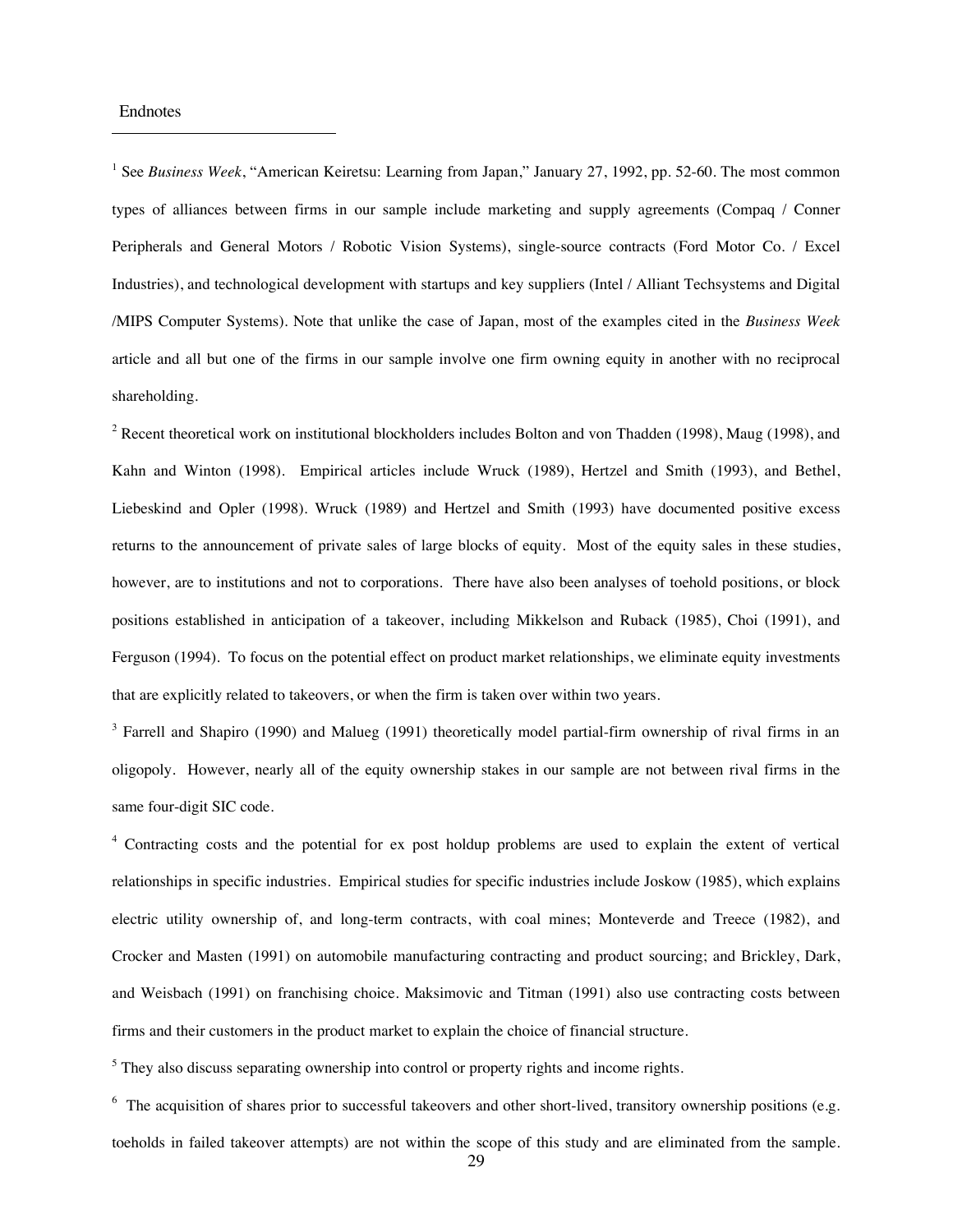Endnotes

[1] See *Business Week*, "American Keiretsu: Learning from Japan," January 27, 1992, pp. 52-60. The most common types of alliances between firms in our sample include marketing and supply agreements (Compaq / Conner Peripherals and General Motors / Robotic Vision Systems), single-source contracts (Ford Motor Co. / Excel Industries), and technological development with startups and key suppliers (Intel / Alliant Techsystems and Digital /MIPS Computer Systems). Note that unlike the case of Japan, most of the examples cited in the *Business Week* article and all but one of the firms in our sample involve one firm owning equity in another with no reciprocal shareholding.

[2] Recent theoretical work on institutional blockholders includes Bolton and von Thadden (1998), Maug (1998), and Kahn and Winton (1998). Empirical articles include Wruck (1989), Hertzel and Smith (1993), and Bethel, Liebeskind and Opler (1998). Wruck (1989) and Hertzel and Smith (1993) have documented positive excess returns to the announcement of private sales of large blocks of equity. Most of the equity sales in these studies, however, are to institutions and not to corporations. There have also been analyses of toehold positions, or block positions established in anticipation of a takeover, including Mikkelson and Ruback (1985), Choi (1991), and Ferguson (1994). To focus on the potential effect on product market relationships, we eliminate equity investments that are explicitly related to takeovers, or when the firm is taken over within two years.

[3] Farrell and Shapiro (1990) and Malueg (1991) theoretically model partial-firm ownership of rival firms in an oligopoly. However, nearly all of the equity ownership stakes in our sample are not between rival firms in the same four-digit SIC code.

[4] Contracting costs and the potential for ex post holdup problems are used to explain the extent of vertical relationships in specific industries. Empirical studies for specific industries include Joskow (1985), which explains electric utility ownership of, and long-term contracts, with coal mines; Monteverde and Treece (1982), and Crocker and Masten (1991) on automobile manufacturing contracting and product sourcing; and Brickley, Dark, and Weisbach (1991) on franchising choice. Maksimovic and Titman (1991) also use contracting costs between firms and their customers in the product market to explain the choice of financial structure.

[5] They also discuss separating ownership into control or property rights and income rights.

[6] The acquisition of shares prior to successful takeovers and other short-lived, transitory ownership positions (e.g. toeholds in failed takeover attempts) are not within the scope of this study and are eliminated from the sample.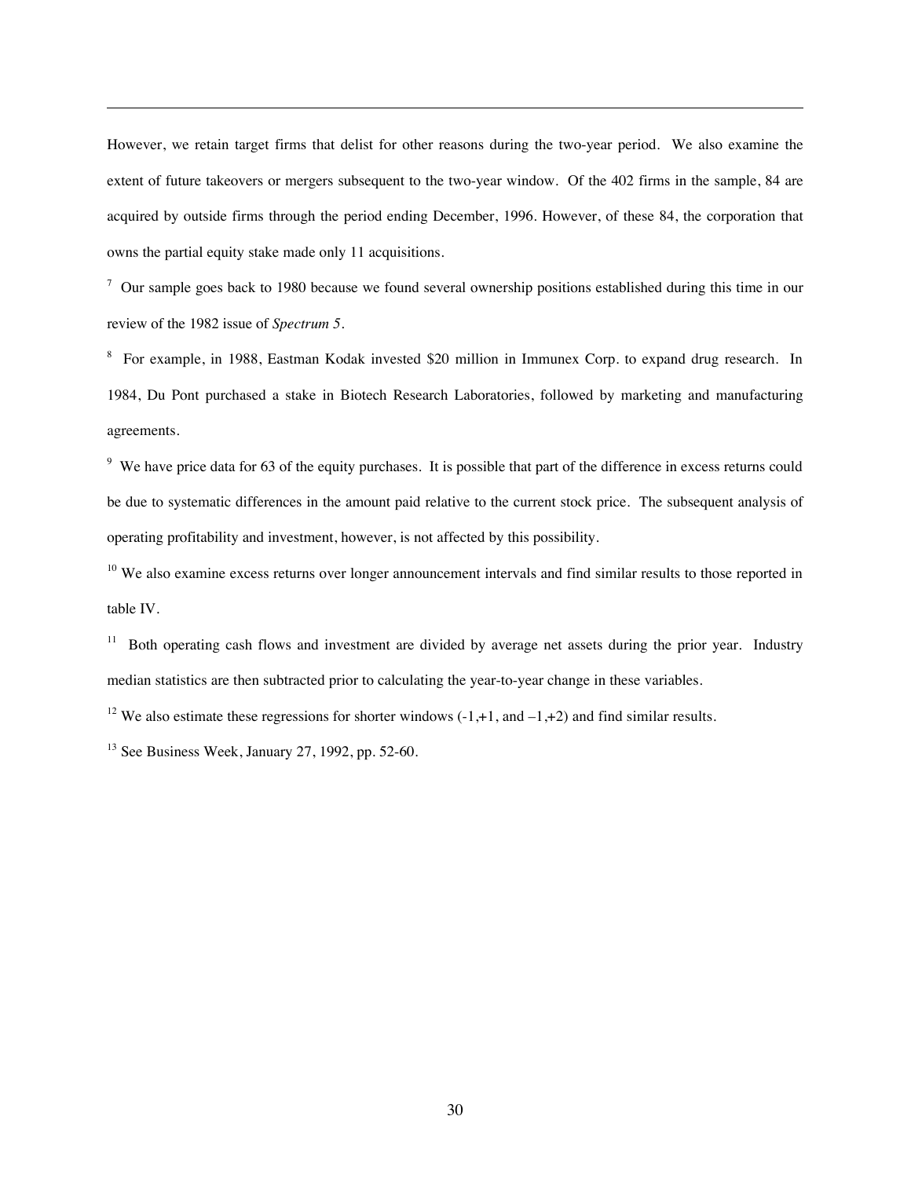However, we retain target firms that delist for other reasons during the two-year period. We also examine the extent of future takeovers or mergers subsequent to the two-year window. Of the 402 firms in the sample, 84 are acquired by outside firms through the period ending December, 1996. However, of these 84, the corporation that owns the partial equity stake made only 11 acquisitions.

[7] Our sample goes back to 1980 because we found several ownership positions established during this time in our review of the 1982 issue of *Spectrum 5*.

[8] For example, in 1988, Eastman Kodak invested $20 million in Immunex Corp. to expand drug research. In 1984, Du Pont purchased a stake in Biotech Research Laboratories, followed by marketing and manufacturing agreements.

[9] We have price data for 63 of the equity purchases. It is possible that part of the difference in excess returns could be due to systematic differences in the amount paid relative to the current stock price. The subsequent analysis of operating profitability and investment, however, is not affected by this possibility.

[10] We also examine excess returns over longer announcement intervals and find similar results to those reported in table IV.

[11] Both operating cash flows and investment are divided by average net assets during the prior year. Industry median statistics are then subtracted prior to calculating the year-to-year change in these variables.

[12] We also estimate these regressions for shorter windows (-1,+1, and –1,+2) and find similar results.

[13] See Business Week, January 27, 1992, pp. 52-60.